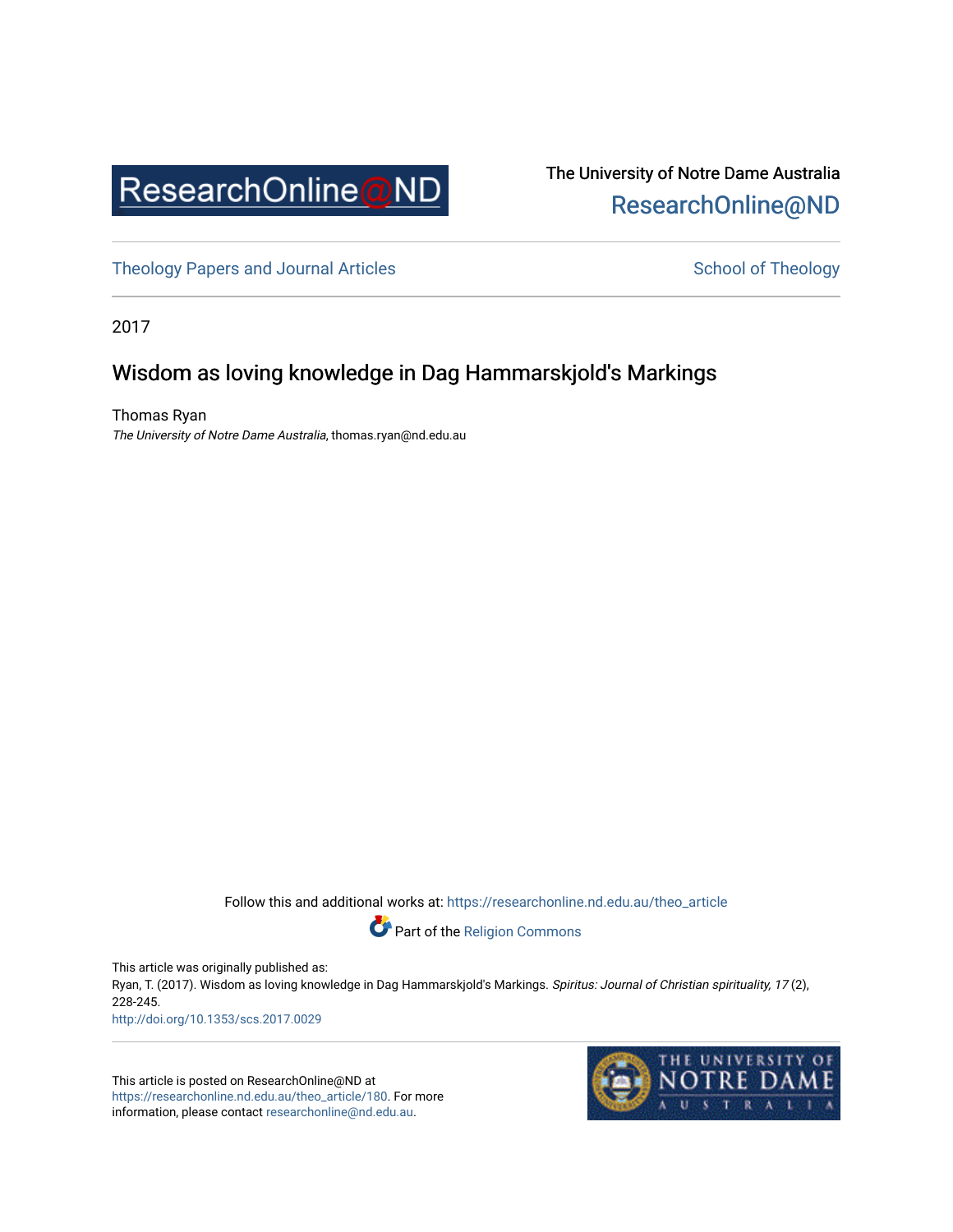ResearchOnline@ND

The University of Notre Dame Australia
ResearchOnline@ND

Theology Papers and Journal Articles

School of Theology

2017

# Wisdom as loving knowledge in Dag Hammarskjold's Markings

Thomas Ryan
*The University of Notre Dame Australia*, thomas.ryan@nd.edu.au

Follow this and additional works at: https://researchonline.nd.edu.au/theo_article

Part of the Religion Commons

This article was originally published as:
Ryan, T. (2017). Wisdom as loving knowledge in Dag Hammarskjold's Markings. *Spiritus: Journal of Christian spirituality, 17* (2), 228-245.
http://doi.org/10.1353/scs.2017.0029

This article is posted on ResearchOnline@ND at https://researchonline.nd.edu.au/theo_article/180. For more information, please contact researchonline@nd.edu.au.

THE UNIVERSITY OF NOTRE DAME AUSTRALIA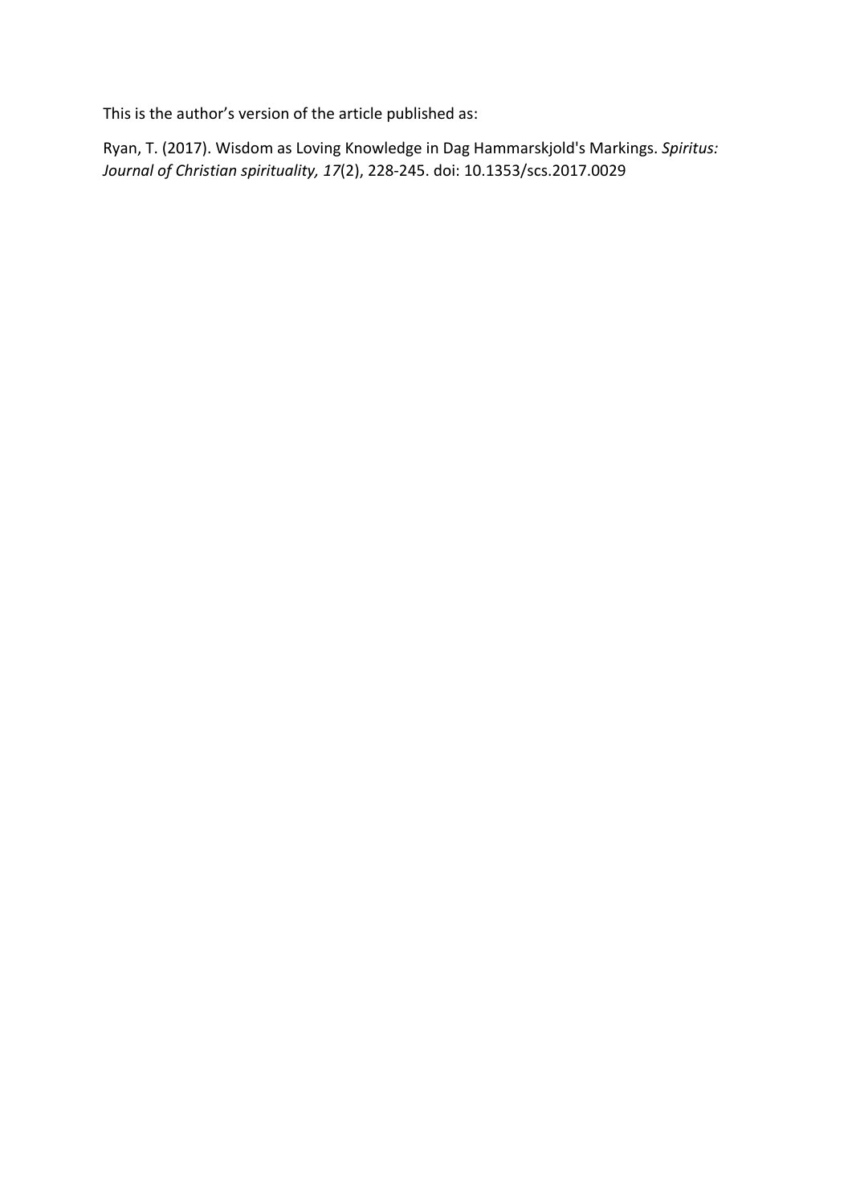This is the author's version of the article published as:

Ryan, T. (2017). Wisdom as Loving Knowledge in Dag Hammarskjold's Markings. *Spiritus: Journal of Christian spirituality, 17*(2), 228-245. doi: 10.1353/scs.2017.0029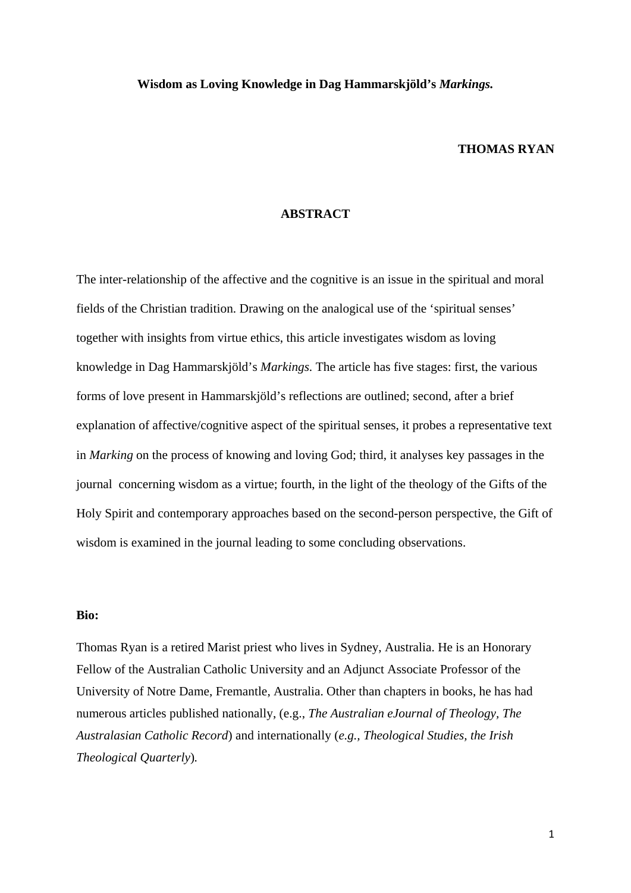**Wisdom as Loving Knowledge in Dag Hammarskjöld's *Markings*.**

**THOMAS RYAN**

**ABSTRACT**

The inter-relationship of the affective and the cognitive is an issue in the spiritual and moral fields of the Christian tradition. Drawing on the analogical use of the 'spiritual senses' together with insights from virtue ethics, this article investigates wisdom as loving knowledge in Dag Hammarskjöld's *Markings.* The article has five stages: first, the various forms of love present in Hammarskjöld's reflections are outlined; second, after a brief explanation of affective/cognitive aspect of the spiritual senses, it probes a representative text in *Marking* on the process of knowing and loving God; third, it analyses key passages in the journal concerning wisdom as a virtue; fourth, in the light of the theology of the Gifts of the Holy Spirit and contemporary approaches based on the second-person perspective, the Gift of wisdom is examined in the journal leading to some concluding observations.

**Bio:**

Thomas Ryan is a retired Marist priest who lives in Sydney, Australia. He is an Honorary Fellow of the Australian Catholic University and an Adjunct Associate Professor of the University of Notre Dame, Fremantle, Australia. Other than chapters in books, he has had numerous articles published nationally, (e.g., *The Australian eJournal of Theology*, *The Australasian Catholic Record*) and internationally (*e.g., Theological Studies, the Irish Theological Quarterly*).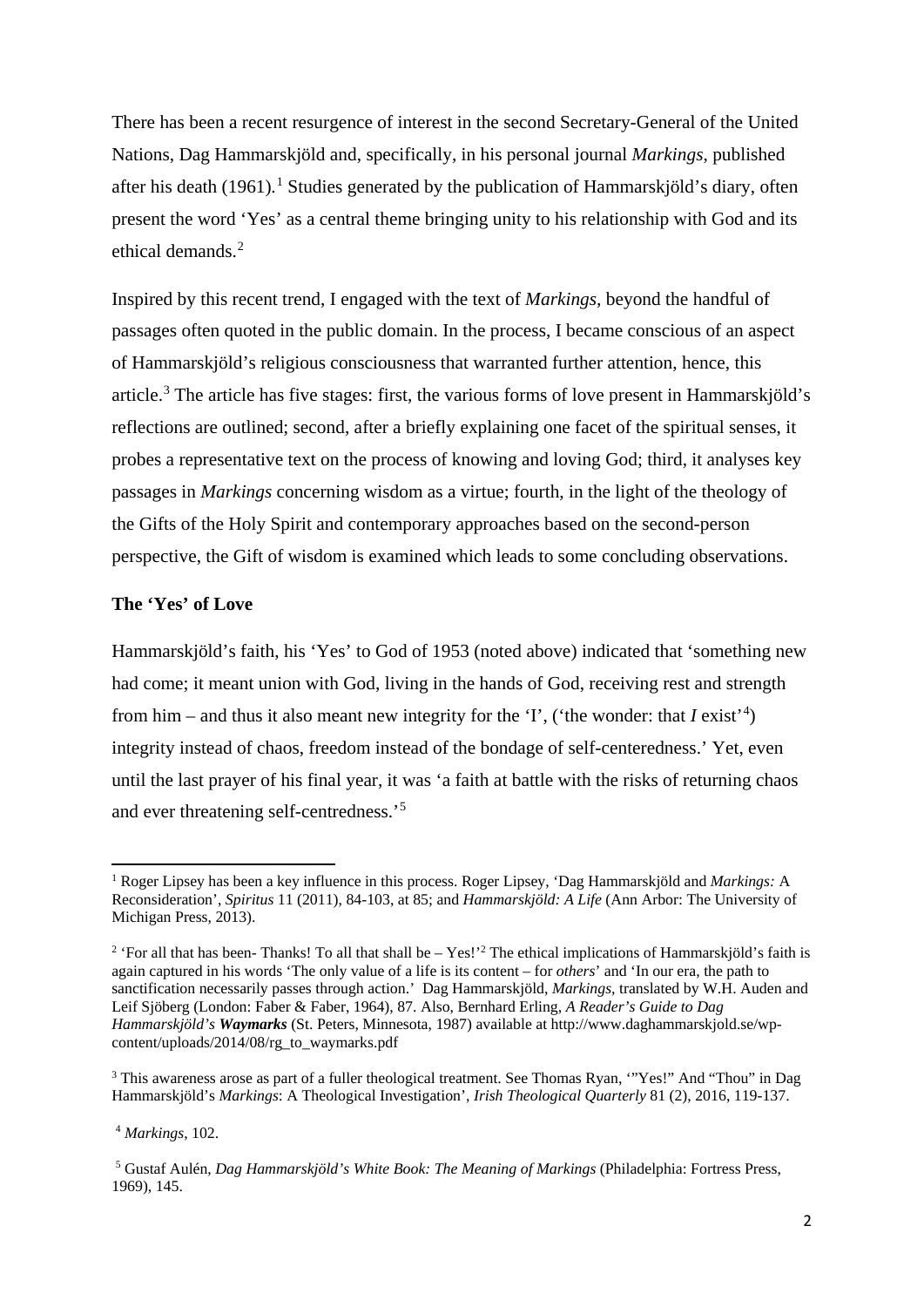There has been a recent resurgence of interest in the second Secretary-General of the United Nations, Dag Hammarskjöld and, specifically, in his personal journal *Markings*, published after his death (1961).[1] Studies generated by the publication of Hammarskjöld's diary, often present the word 'Yes' as a central theme bringing unity to his relationship with God and its ethical demands.[2]

Inspired by this recent trend, I engaged with the text of *Markings*, beyond the handful of passages often quoted in the public domain. In the process, I became conscious of an aspect of Hammarskjöld's religious consciousness that warranted further attention, hence, this article.[3] The article has five stages: first, the various forms of love present in Hammarskjöld's reflections are outlined; second, after a briefly explaining one facet of the spiritual senses, it probes a representative text on the process of knowing and loving God; third, it analyses key passages in *Markings* concerning wisdom as a virtue; fourth, in the light of the theology of the Gifts of the Holy Spirit and contemporary approaches based on the second-person perspective, the Gift of wisdom is examined which leads to some concluding observations.

## The 'Yes' of Love

Hammarskjöld's faith, his 'Yes' to God of 1953 (noted above) indicated that 'something new had come; it meant union with God, living in the hands of God, receiving rest and strength from him – and thus it also meant new integrity for the 'I', ('the wonder: that *I* exist'[4]) integrity instead of chaos, freedom instead of the bondage of self-centeredness.' Yet, even until the last prayer of his final year, it was 'a faith at battle with the risks of returning chaos and ever threatening self-centredness.'[5]

---

[1] Roger Lipsey has been a key influence in this process. Roger Lipsey, 'Dag Hammarskjöld and *Markings:* A Reconsideration', *Spiritus* 11 (2011), 84-103, at 85; and *Hammarskjöld: A Life* (Ann Arbor: The University of Michigan Press, 2013).

[2] 'For all that has been- Thanks! To all that shall be – Yes!'[2] The ethical implications of Hammarskjöld's faith is again captured in his words 'The only value of a life is its content – for *others*' and 'In our era, the path to sanctification necessarily passes through action.' Dag Hammarskjöld, *Markings*, translated by W.H. Auden and Leif Sjöberg (London: Faber & Faber, 1964), 87. Also, Bernhard Erling, *A Reader's Guide to Dag Hammarskjöld's **Waymarks*** (St. Peters, Minnesota, 1987) available at http://www.daghammarskjold.se/wp-content/uploads/2014/08/rg_to_waymarks.pdf

[3] This awareness arose as part of a fuller theological treatment. See Thomas Ryan, '"Yes!" And "Thou" in Dag Hammarskjöld's *Markings*: A Theological Investigation', *Irish Theological Quarterly* 81 (2), 2016, 119-137.

[4] *Markings*, 102.

[5] Gustaf Aulén, *Dag Hammarskjöld's White Book: The Meaning of Markings* (Philadelphia: Fortress Press, 1969), 145.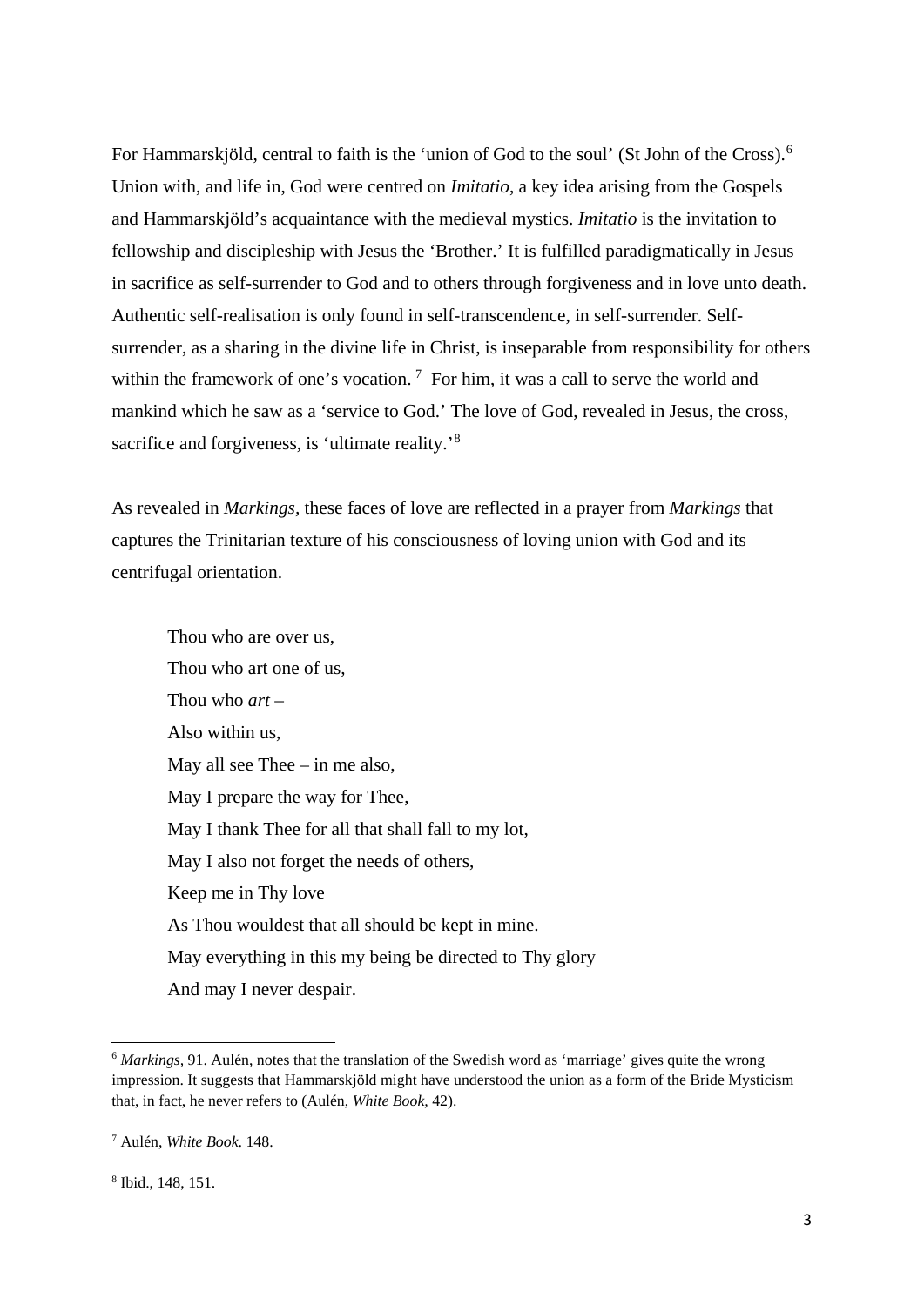For Hammarskjöld, central to faith is the 'union of God to the soul' (St John of the Cross).[6] Union with, and life in, God were centred on *Imitatio*, a key idea arising from the Gospels and Hammarskjöld's acquaintance with the medieval mystics. *Imitatio* is the invitation to fellowship and discipleship with Jesus the 'Brother.' It is fulfilled paradigmatically in Jesus in sacrifice as self-surrender to God and to others through forgiveness and in love unto death. Authentic self-realisation is only found in self-transcendence, in self-surrender. Self-surrender, as a sharing in the divine life in Christ, is inseparable from responsibility for others within the framework of one's vocation.[7] For him, it was a call to serve the world and mankind which he saw as a 'service to God.' The love of God, revealed in Jesus, the cross, sacrifice and forgiveness, is 'ultimate reality.'[8]

As revealed in *Markings*, these faces of love are reflected in a prayer from *Markings* that captures the Trinitarian texture of his consciousness of loving union with God and its centrifugal orientation.

> Thou who are over us,
> Thou who art one of us,
> Thou who *art* –
> Also within us,
> May all see Thee – in me also,
> May I prepare the way for Thee,
> May I thank Thee for all that shall fall to my lot,
> May I also not forget the needs of others,
> Keep me in Thy love
> As Thou wouldest that all should be kept in mine.
> May everything in this my being be directed to Thy glory
> And may I never despair.

---

[6] *Markings*, 91. Aulén, notes that the translation of the Swedish word as 'marriage' gives quite the wrong impression. It suggests that Hammarskjöld might have understood the union as a form of the Bride Mysticism that, in fact, he never refers to (Aulén, *White Book*, 42).

[7] Aulén, *White Book*. 148.

[8] Ibid., 148, 151.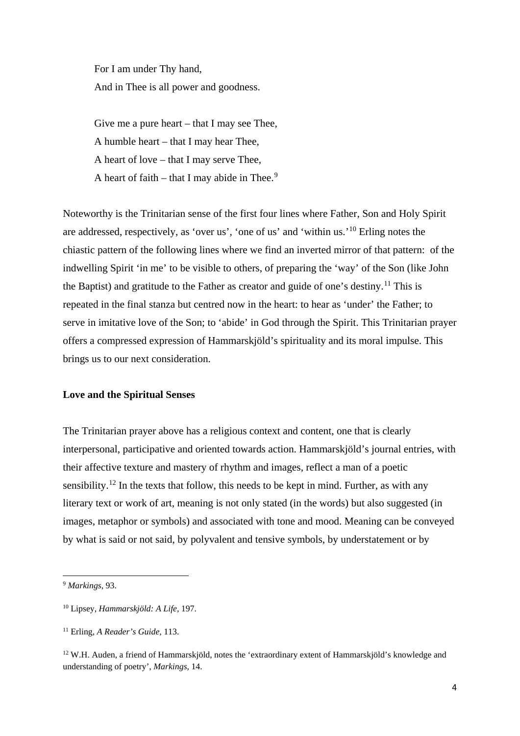For I am under Thy hand,
And in Thee is all power and goodness.

Give me a pure heart – that I may see Thee,
A humble heart – that I may hear Thee,
A heart of love – that I may serve Thee,
A heart of faith – that I may abide in Thee.[9]

Noteworthy is the Trinitarian sense of the first four lines where Father, Son and Holy Spirit are addressed, respectively, as 'over us', 'one of us' and 'within us.'[10] Erling notes the chiastic pattern of the following lines where we find an inverted mirror of that pattern: of the indwelling Spirit 'in me' to be visible to others, of preparing the 'way' of the Son (like John the Baptist) and gratitude to the Father as creator and guide of one's destiny.[11] This is repeated in the final stanza but centred now in the heart: to hear as 'under' the Father; to serve in imitative love of the Son; to 'abide' in God through the Spirit. This Trinitarian prayer offers a compressed expression of Hammarskjöld's spirituality and its moral impulse. This brings us to our next consideration.

**Love and the Spiritual Senses**

The Trinitarian prayer above has a religious context and content, one that is clearly interpersonal, participative and oriented towards action. Hammarskjöld's journal entries, with their affective texture and mastery of rhythm and images, reflect a man of a poetic sensibility.[12] In the texts that follow, this needs to be kept in mind. Further, as with any literary text or work of art, meaning is not only stated (in the words) but also suggested (in images, metaphor or symbols) and associated with tone and mood. Meaning can be conveyed by what is said or not said, by polyvalent and tensive symbols, by understatement or by

---

[9] *Markings,* 93.

[10] Lipsey, *Hammarskjöld: A Life,* 197.

[11] Erling, *A Reader's Guide,* 113.

[12] W.H. Auden, a friend of Hammarskjöld, notes the 'extraordinary extent of Hammarskjöld's knowledge and understanding of poetry', *Markings,* 14.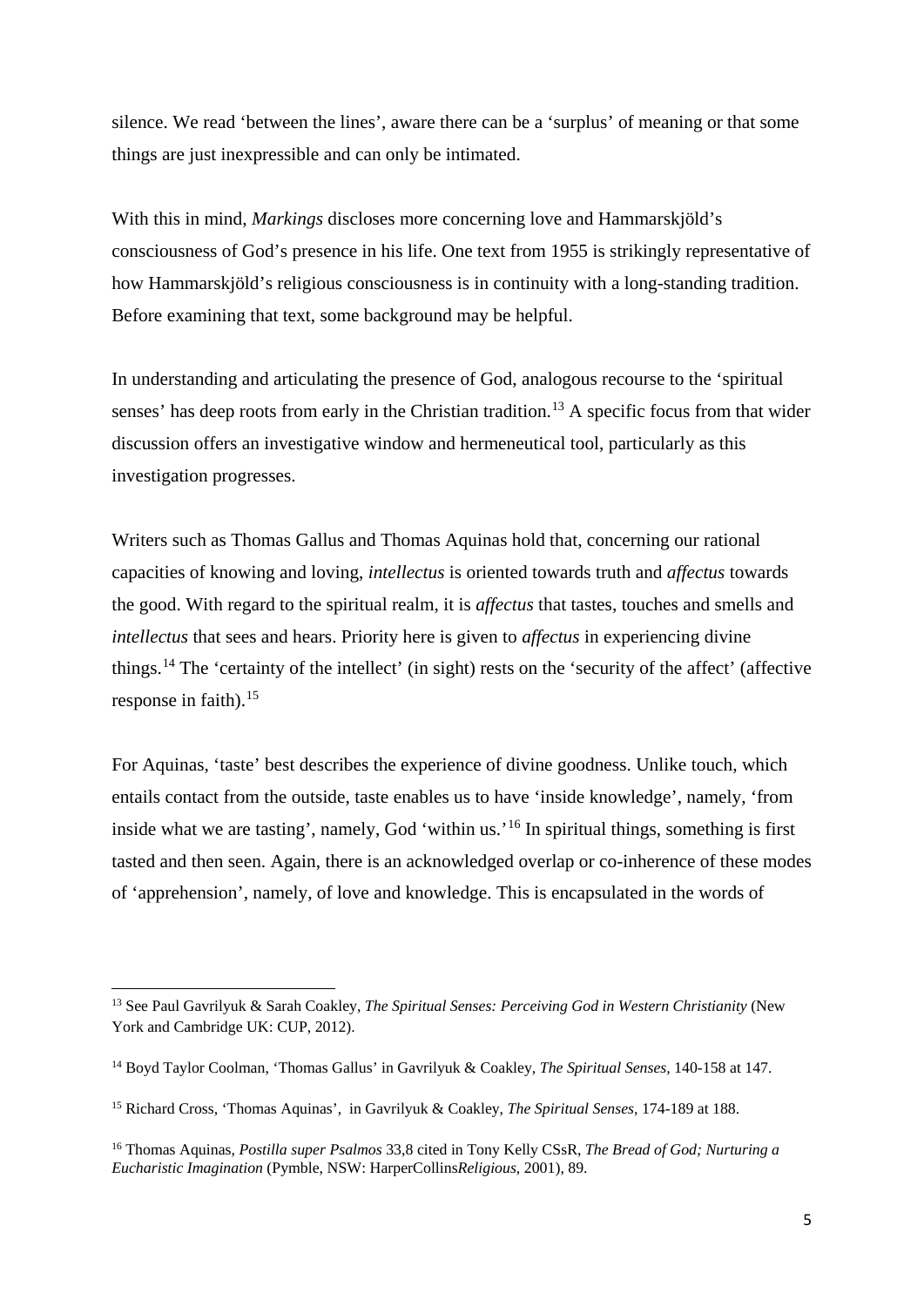silence. We read 'between the lines', aware there can be a 'surplus' of meaning or that some things are just inexpressible and can only be intimated.

With this in mind, *Markings* discloses more concerning love and Hammarskjöld's consciousness of God's presence in his life. One text from 1955 is strikingly representative of how Hammarskjöld's religious consciousness is in continuity with a long-standing tradition. Before examining that text, some background may be helpful.

In understanding and articulating the presence of God, analogous recourse to the 'spiritual senses' has deep roots from early in the Christian tradition.[13] A specific focus from that wider discussion offers an investigative window and hermeneutical tool, particularly as this investigation progresses.

Writers such as Thomas Gallus and Thomas Aquinas hold that, concerning our rational capacities of knowing and loving, *intellectus* is oriented towards truth and *affectus* towards the good. With regard to the spiritual realm, it is *affectus* that tastes, touches and smells and *intellectus* that sees and hears. Priority here is given to *affectus* in experiencing divine things.[14] The 'certainty of the intellect' (in sight) rests on the 'security of the affect' (affective response in faith).[15]

For Aquinas, 'taste' best describes the experience of divine goodness. Unlike touch, which entails contact from the outside, taste enables us to have 'inside knowledge', namely, 'from inside what we are tasting', namely, God 'within us.'[16] In spiritual things, something is first tasted and then seen. Again, there is an acknowledged overlap or co-inherence of these modes of 'apprehension', namely, of love and knowledge. This is encapsulated in the words of

---

[13] See Paul Gavrilyuk & Sarah Coakley, *The Spiritual Senses: Perceiving God in Western Christianity* (New York and Cambridge UK: CUP, 2012).

[14] Boyd Taylor Coolman, 'Thomas Gallus' in Gavrilyuk & Coakley, *The Spiritual Senses*, 140-158 at 147.

[15] Richard Cross, 'Thomas Aquinas', in Gavrilyuk & Coakley, *The Spiritual Senses*, 174-189 at 188.

[16] Thomas Aquinas, *Postilla super Psalmos* 33,8 cited in Tony Kelly CSsR, *The Bread of God; Nurturing a Eucharistic Imagination* (Pymble, NSW: HarperCollins*Religious*, 2001), 89.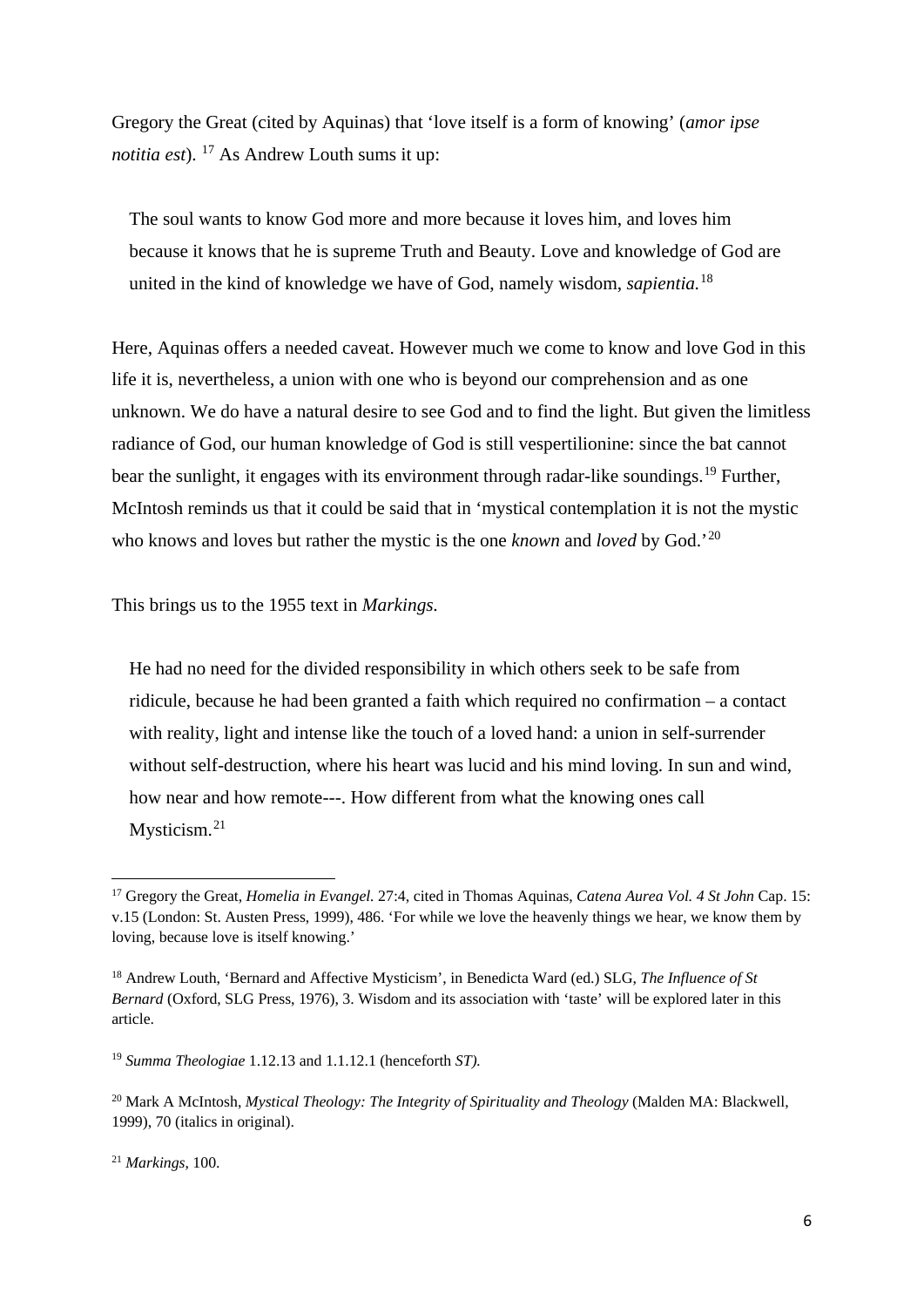Gregory the Great (cited by Aquinas) that 'love itself is a form of knowing' (*amor ipse notitia est*). [17] As Andrew Louth sums it up:

> The soul wants to know God more and more because it loves him, and loves him because it knows that he is supreme Truth and Beauty. Love and knowledge of God are united in the kind of knowledge we have of God, namely wisdom, *sapientia.*[18]

Here, Aquinas offers a needed caveat. However much we come to know and love God in this life it is, nevertheless, a union with one who is beyond our comprehension and as one unknown. We do have a natural desire to see God and to find the light. But given the limitless radiance of God, our human knowledge of God is still vespertilionine: since the bat cannot bear the sunlight, it engages with its environment through radar-like soundings.[19] Further, McIntosh reminds us that it could be said that in 'mystical contemplation it is not the mystic who knows and loves but rather the mystic is the one *known* and *loved* by God.'[20]

This brings us to the 1955 text in *Markings.*

> He had no need for the divided responsibility in which others seek to be safe from ridicule, because he had been granted a faith which required no confirmation – a contact with reality, light and intense like the touch of a loved hand: a union in self-surrender without self-destruction, where his heart was lucid and his mind loving. In sun and wind, how near and how remote---. How different from what the knowing ones call Mysticism.[21]

---

[17] Gregory the Great, *Homelia in Evangel.* 27:4, cited in Thomas Aquinas, *Catena Aurea Vol. 4 St John* Cap. 15: v.15 (London: St. Austen Press, 1999), 486. 'For while we love the heavenly things we hear, we know them by loving, because love is itself knowing.'

[18] Andrew Louth, 'Bernard and Affective Mysticism', in Benedicta Ward (ed.) SLG, *The Influence of St Bernard* (Oxford, SLG Press, 1976), 3. Wisdom and its association with 'taste' will be explored later in this article.

[19] *Summa Theologiae* 1.12.13 and 1.1.12.1 (henceforth *ST).*

[20] Mark A McIntosh, *Mystical Theology: The Integrity of Spirituality and Theology* (Malden MA: Blackwell, 1999), 70 (italics in original).

[21] *Markings*, 100.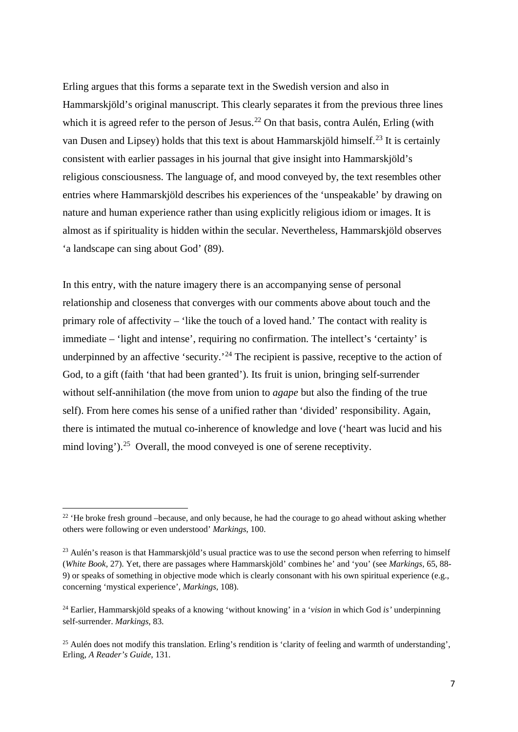Erling argues that this forms a separate text in the Swedish version and also in Hammarskjöld's original manuscript. This clearly separates it from the previous three lines which it is agreed refer to the person of Jesus.[22] On that basis, contra Aulén, Erling (with van Dusen and Lipsey) holds that this text is about Hammarskjöld himself.[23] It is certainly consistent with earlier passages in his journal that give insight into Hammarskjöld's religious consciousness. The language of, and mood conveyed by, the text resembles other entries where Hammarskjöld describes his experiences of the 'unspeakable' by drawing on nature and human experience rather than using explicitly religious idiom or images. It is almost as if spirituality is hidden within the secular. Nevertheless, Hammarskjöld observes 'a landscape can sing about God' (89).

In this entry, with the nature imagery there is an accompanying sense of personal relationship and closeness that converges with our comments above about touch and the primary role of affectivity – 'like the touch of a loved hand.' The contact with reality is immediate – 'light and intense', requiring no confirmation. The intellect's 'certainty' is underpinned by an affective 'security.'[24] The recipient is passive, receptive to the action of God, to a gift (faith 'that had been granted'). Its fruit is union, bringing self-surrender without self-annihilation (the move from union to *agape* but also the finding of the true self). From here comes his sense of a unified rather than 'divided' responsibility. Again, there is intimated the mutual co-inherence of knowledge and love ('heart was lucid and his mind loving').[25] Overall, the mood conveyed is one of serene receptivity.

---

[22] 'He broke fresh ground –because, and only because, he had the courage to go ahead without asking whether others were following or even understood' *Markings*, 100.

[23] Aulén's reason is that Hammarskjöld's usual practice was to use the second person when referring to himself (*White Book*, 27). Yet, there are passages where Hammarskjöld' combines he' and 'you' (see *Markings*, 65, 88-9) or speaks of something in objective mode which is clearly consonant with his own spiritual experience (e.g., concerning 'mystical experience', *Markings*, 108).

[24] Earlier, Hammarskjöld speaks of a knowing 'without knowing' in a '*vision* in which God *is'* underpinning self-surrender. *Markings*, 83.

[25] Aulén does not modify this translation. Erling's rendition is 'clarity of feeling and warmth of understanding', Erling, *A Reader's Guide*, 131.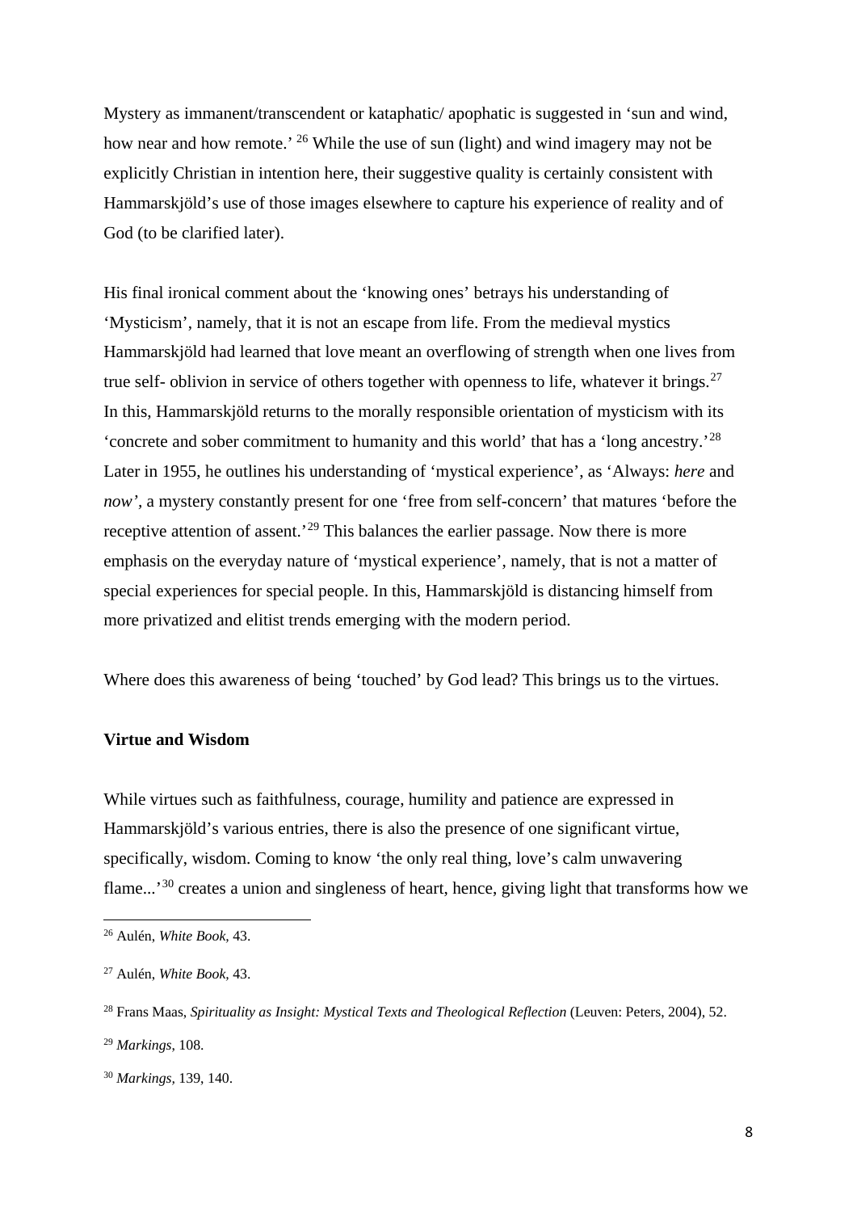Mystery as immanent/transcendent or kataphatic/ apophatic is suggested in 'sun and wind, how near and how remote.' [26] While the use of sun (light) and wind imagery may not be explicitly Christian in intention here, their suggestive quality is certainly consistent with Hammarskjöld's use of those images elsewhere to capture his experience of reality and of God (to be clarified later).

His final ironical comment about the 'knowing ones' betrays his understanding of 'Mysticism', namely, that it is not an escape from life. From the medieval mystics Hammarskjöld had learned that love meant an overflowing of strength when one lives from true self- oblivion in service of others together with openness to life, whatever it brings.[27] In this, Hammarskjöld returns to the morally responsible orientation of mysticism with its 'concrete and sober commitment to humanity and this world' that has a 'long ancestry.'[28] Later in 1955, he outlines his understanding of 'mystical experience', as 'Always: *here* and *now'*, a mystery constantly present for one 'free from self-concern' that matures 'before the receptive attention of assent.'[29] This balances the earlier passage. Now there is more emphasis on the everyday nature of 'mystical experience', namely, that is not a matter of special experiences for special people. In this, Hammarskjöld is distancing himself from more privatized and elitist trends emerging with the modern period.

Where does this awareness of being 'touched' by God lead? This brings us to the virtues.

**Virtue and Wisdom**

While virtues such as faithfulness, courage, humility and patience are expressed in Hammarskjöld's various entries, there is also the presence of one significant virtue, specifically, wisdom. Coming to know 'the only real thing, love's calm unwavering flame...'[30] creates a union and singleness of heart, hence, giving light that transforms how we

---

[26] Aulén, *White Book*, 43.

[27] Aulén, *White Book,* 43.

[28] Frans Maas, *Spirituality as Insight: Mystical Texts and Theological Reflection* (Leuven: Peters, 2004), 52.

[29] *Markings*, 108.

[30] *Markings,* 139, 140.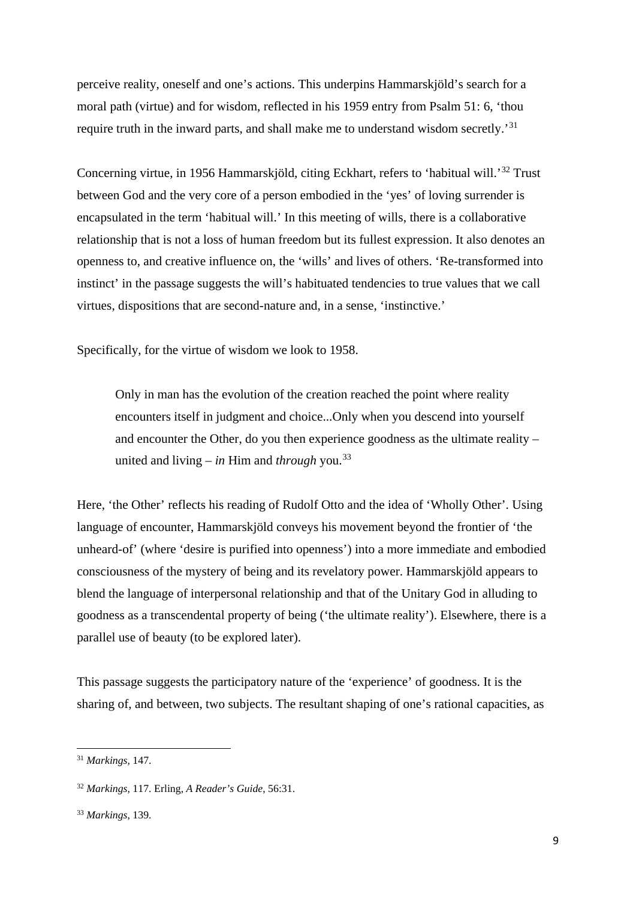perceive reality, oneself and one's actions. This underpins Hammarskjöld's search for a moral path (virtue) and for wisdom, reflected in his 1959 entry from Psalm 51: 6, 'thou require truth in the inward parts, and shall make me to understand wisdom secretly.'[31]

Concerning virtue, in 1956 Hammarskjöld, citing Eckhart, refers to 'habitual will.'[32] Trust between God and the very core of a person embodied in the 'yes' of loving surrender is encapsulated in the term 'habitual will.' In this meeting of wills, there is a collaborative relationship that is not a loss of human freedom but its fullest expression. It also denotes an openness to, and creative influence on, the 'wills' and lives of others. 'Re-transformed into instinct' in the passage suggests the will's habituated tendencies to true values that we call virtues, dispositions that are second-nature and, in a sense, 'instinctive.'

Specifically, for the virtue of wisdom we look to 1958.

> Only in man has the evolution of the creation reached the point where reality encounters itself in judgment and choice...Only when you descend into yourself and encounter the Other, do you then experience goodness as the ultimate reality – united and living – *in* Him and *through* you.[33]

Here, 'the Other' reflects his reading of Rudolf Otto and the idea of 'Wholly Other'. Using language of encounter, Hammarskjöld conveys his movement beyond the frontier of 'the unheard-of' (where 'desire is purified into openness') into a more immediate and embodied consciousness of the mystery of being and its revelatory power. Hammarskjöld appears to blend the language of interpersonal relationship and that of the Unitary God in alluding to goodness as a transcendental property of being ('the ultimate reality'). Elsewhere, there is a parallel use of beauty (to be explored later).

This passage suggests the participatory nature of the 'experience' of goodness. It is the sharing of, and between, two subjects. The resultant shaping of one's rational capacities, as

---

[31] *Markings,* 147.

[32] *Markings,* 117. Erling, *A Reader's Guide,* 56:31.

[33] *Markings*, 139.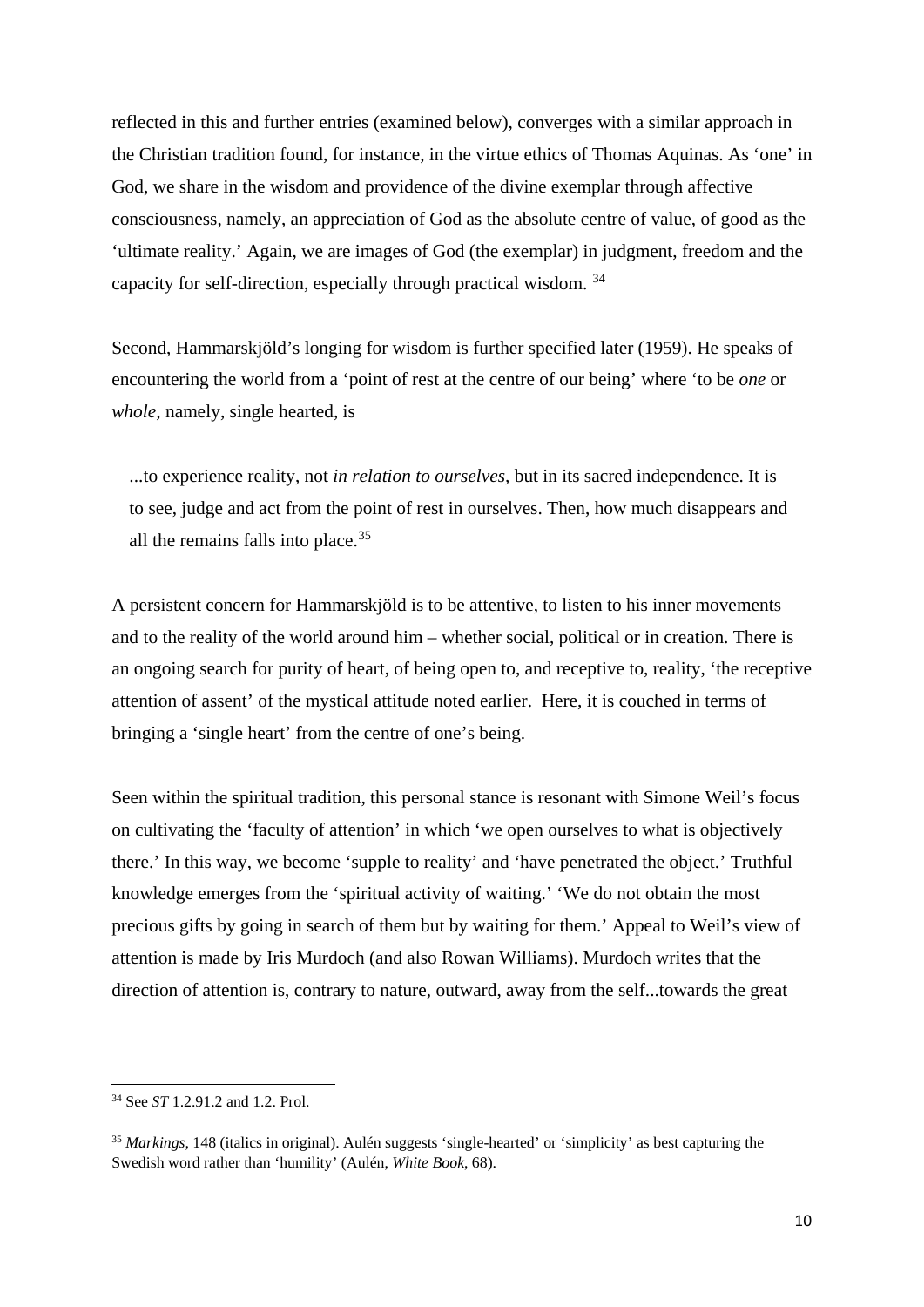reflected in this and further entries (examined below), converges with a similar approach in the Christian tradition found, for instance, in the virtue ethics of Thomas Aquinas. As 'one' in God, we share in the wisdom and providence of the divine exemplar through affective consciousness, namely, an appreciation of God as the absolute centre of value, of good as the 'ultimate reality.' Again, we are images of God (the exemplar) in judgment, freedom and the capacity for self-direction, especially through practical wisdom. [34]

Second, Hammarskjöld's longing for wisdom is further specified later (1959). He speaks of encountering the world from a 'point of rest at the centre of our being' where 'to be *one* or *whole*, namely, single hearted, is

> ...to experience reality, not *in relation to ourselves*, but in its sacred independence. It is to see, judge and act from the point of rest in ourselves. Then, how much disappears and all the remains falls into place.[35]

A persistent concern for Hammarskjöld is to be attentive, to listen to his inner movements and to the reality of the world around him – whether social, political or in creation. There is an ongoing search for purity of heart, of being open to, and receptive to, reality, 'the receptive attention of assent' of the mystical attitude noted earlier. Here, it is couched in terms of bringing a 'single heart' from the centre of one's being.

Seen within the spiritual tradition, this personal stance is resonant with Simone Weil's focus on cultivating the 'faculty of attention' in which 'we open ourselves to what is objectively there.' In this way, we become 'supple to reality' and 'have penetrated the object.' Truthful knowledge emerges from the 'spiritual activity of waiting.' 'We do not obtain the most precious gifts by going in search of them but by waiting for them.' Appeal to Weil's view of attention is made by Iris Murdoch (and also Rowan Williams). Murdoch writes that the direction of attention is, contrary to nature, outward, away from the self...towards the great

---

[34] See *ST* 1.2.91.2 and 1.2. Prol.

[35] *Markings*, 148 (italics in original). Aulén suggests 'single-hearted' or 'simplicity' as best capturing the Swedish word rather than 'humility' (Aulén, *White Book*, 68).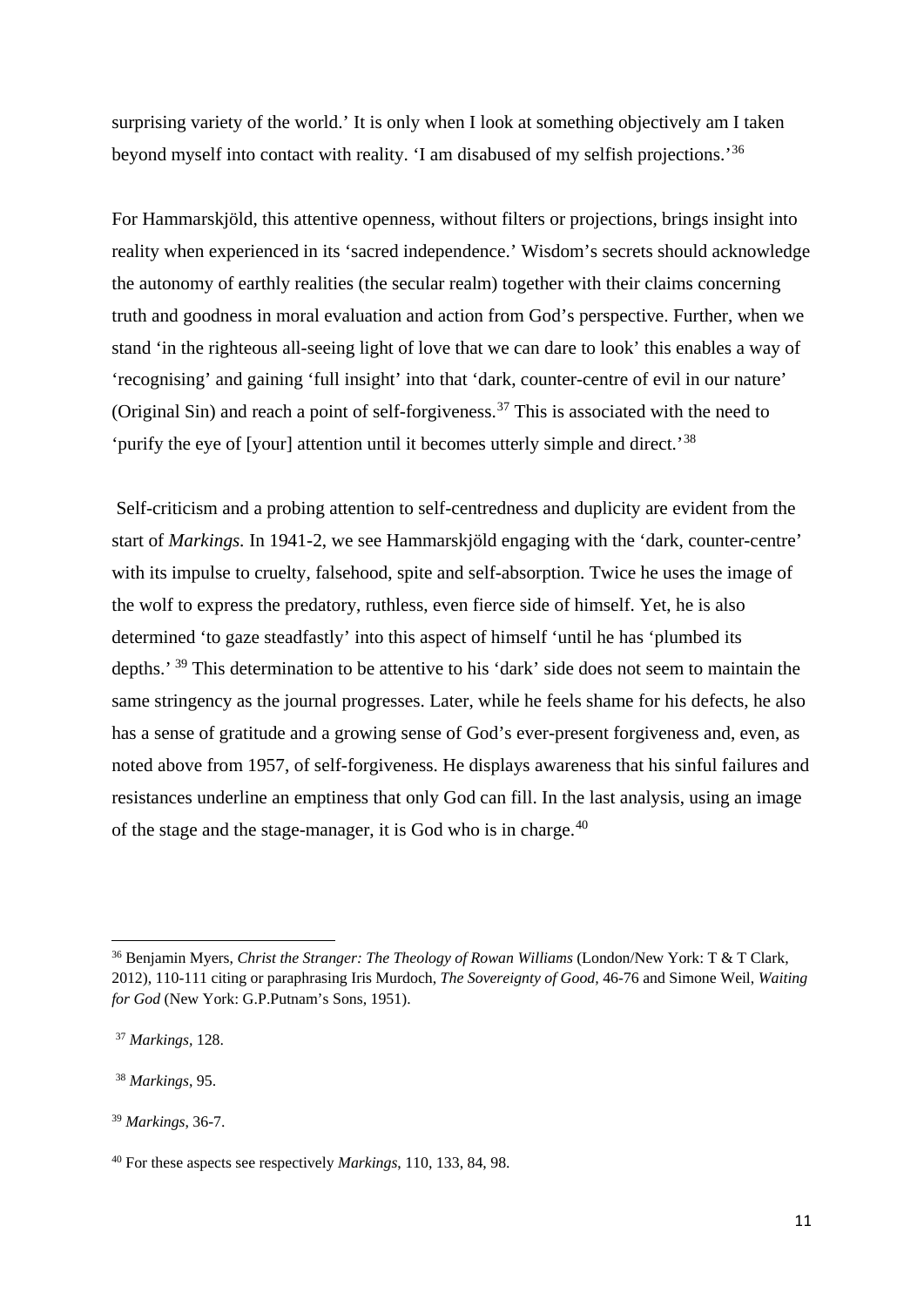surprising variety of the world.' It is only when I look at something objectively am I taken beyond myself into contact with reality. 'I am disabused of my selfish projections.'[36]

For Hammarskjöld, this attentive openness, without filters or projections, brings insight into reality when experienced in its 'sacred independence.' Wisdom's secrets should acknowledge the autonomy of earthly realities (the secular realm) together with their claims concerning truth and goodness in moral evaluation and action from God's perspective. Further, when we stand 'in the righteous all-seeing light of love that we can dare to look' this enables a way of 'recognising' and gaining 'full insight' into that 'dark, counter-centre of evil in our nature' (Original Sin) and reach a point of self-forgiveness.[37] This is associated with the need to 'purify the eye of [your] attention until it becomes utterly simple and direct.'[38]

Self-criticism and a probing attention to self-centredness and duplicity are evident from the start of *Markings*. In 1941-2, we see Hammarskjöld engaging with the 'dark, counter-centre' with its impulse to cruelty, falsehood, spite and self-absorption. Twice he uses the image of the wolf to express the predatory, ruthless, even fierce side of himself. Yet, he is also determined 'to gaze steadfastly' into this aspect of himself 'until he has 'plumbed its depths.' [39] This determination to be attentive to his 'dark' side does not seem to maintain the same stringency as the journal progresses. Later, while he feels shame for his defects, he also has a sense of gratitude and a growing sense of God's ever-present forgiveness and, even, as noted above from 1957, of self-forgiveness. He displays awareness that his sinful failures and resistances underline an emptiness that only God can fill. In the last analysis, using an image of the stage and the stage-manager, it is God who is in charge.[40]

---

[36] Benjamin Myers, *Christ the Stranger: The Theology of Rowan Williams* (London/New York: T & T Clark, 2012), 110-111 citing or paraphrasing Iris Murdoch, *The Sovereignty of Good*, 46-76 and Simone Weil, *Waiting for God* (New York: G.P.Putnam's Sons, 1951).

[37] *Markings*, 128.

[38] *Markings*, 95.

[39] *Markings*, 36-7.

[40] For these aspects see respectively *Markings*, 110, 133, 84, 98.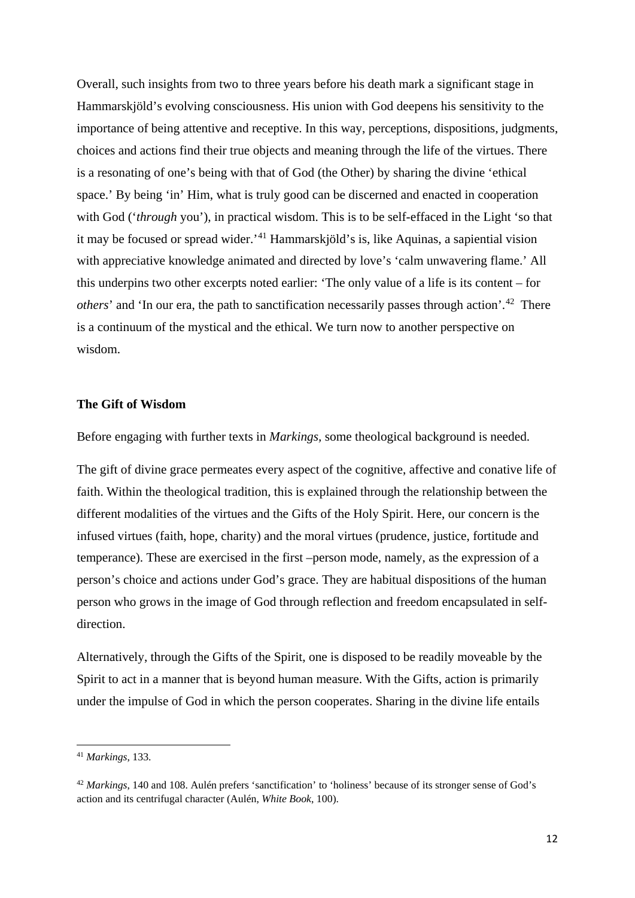Overall, such insights from two to three years before his death mark a significant stage in Hammarskjöld's evolving consciousness. His union with God deepens his sensitivity to the importance of being attentive and receptive. In this way, perceptions, dispositions, judgments, choices and actions find their true objects and meaning through the life of the virtues. There is a resonating of one's being with that of God (the Other) by sharing the divine 'ethical space.' By being 'in' Him, what is truly good can be discerned and enacted in cooperation with God ('*through* you'), in practical wisdom. This is to be self-effaced in the Light 'so that it may be focused or spread wider.'[41] Hammarskjöld's is, like Aquinas, a sapiential vision with appreciative knowledge animated and directed by love's 'calm unwavering flame.' All this underpins two other excerpts noted earlier: 'The only value of a life is its content – for *others*' and 'In our era, the path to sanctification necessarily passes through action'.[42] There is a continuum of the mystical and the ethical. We turn now to another perspective on wisdom.

**The Gift of Wisdom**

Before engaging with further texts in *Markings,* some theological background is needed.

The gift of divine grace permeates every aspect of the cognitive, affective and conative life of faith. Within the theological tradition, this is explained through the relationship between the different modalities of the virtues and the Gifts of the Holy Spirit. Here, our concern is the infused virtues (faith, hope, charity) and the moral virtues (prudence, justice, fortitude and temperance). These are exercised in the first –person mode, namely, as the expression of a person's choice and actions under God's grace. They are habitual dispositions of the human person who grows in the image of God through reflection and freedom encapsulated in self-direction.

Alternatively, through the Gifts of the Spirit, one is disposed to be readily moveable by the Spirit to act in a manner that is beyond human measure. With the Gifts, action is primarily under the impulse of God in which the person cooperates. Sharing in the divine life entails

---

[41] *Markings*, 133.

[42] *Markings*, 140 and 108. Aulén prefers 'sanctification' to 'holiness' because of its stronger sense of God's action and its centrifugal character (Aulén, *White Book*, 100).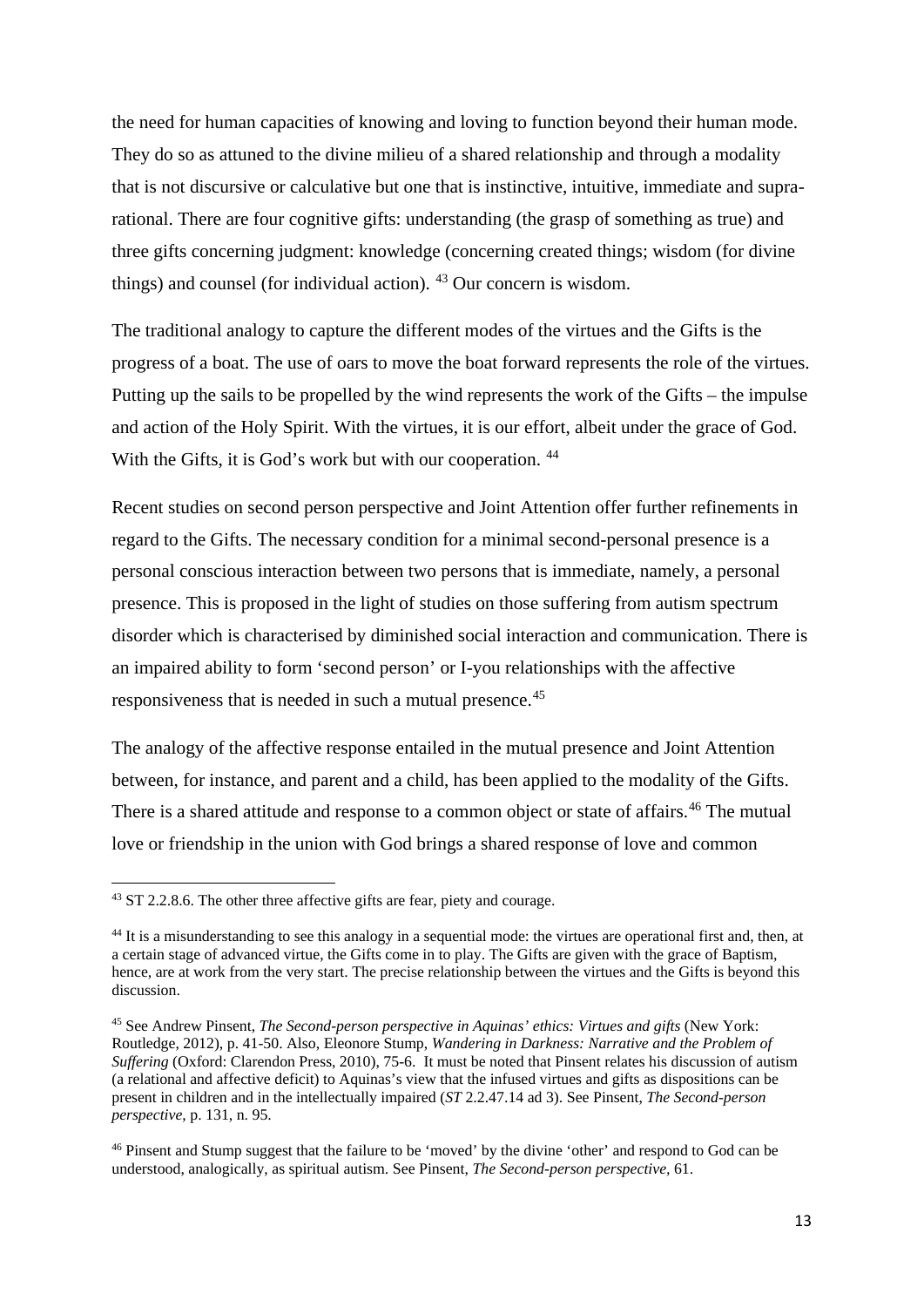the need for human capacities of knowing and loving to function beyond their human mode. They do so as attuned to the divine milieu of a shared relationship and through a modality that is not discursive or calculative but one that is instinctive, intuitive, immediate and supra-rational. There are four cognitive gifts: understanding (the grasp of something as true) and three gifts concerning judgment: knowledge (concerning created things; wisdom (for divine things) and counsel (for individual action). [43] Our concern is wisdom.

The traditional analogy to capture the different modes of the virtues and the Gifts is the progress of a boat. The use of oars to move the boat forward represents the role of the virtues. Putting up the sails to be propelled by the wind represents the work of the Gifts – the impulse and action of the Holy Spirit. With the virtues, it is our effort, albeit under the grace of God. With the Gifts, it is God's work but with our cooperation. [44]

Recent studies on second person perspective and Joint Attention offer further refinements in regard to the Gifts. The necessary condition for a minimal second-personal presence is a personal conscious interaction between two persons that is immediate, namely, a personal presence. This is proposed in the light of studies on those suffering from autism spectrum disorder which is characterised by diminished social interaction and communication. There is an impaired ability to form 'second person' or I-you relationships with the affective responsiveness that is needed in such a mutual presence.[45]

The analogy of the affective response entailed in the mutual presence and Joint Attention between, for instance, and parent and a child, has been applied to the modality of the Gifts. There is a shared attitude and response to a common object or state of affairs.[46] The mutual love or friendship in the union with God brings a shared response of love and common

---

[43] ST 2.2.8.6. The other three affective gifts are fear, piety and courage.

[44] It is a misunderstanding to see this analogy in a sequential mode: the virtues are operational first and, then, at a certain stage of advanced virtue, the Gifts come in to play. The Gifts are given with the grace of Baptism, hence, are at work from the very start. The precise relationship between the virtues and the Gifts is beyond this discussion.

[45] See Andrew Pinsent, *The Second-person perspective in Aquinas' ethics: Virtues and gifts* (New York: Routledge, 2012), p. 41-50. Also, Eleonore Stump, *Wandering in Darkness: Narrative and the Problem of Suffering* (Oxford: Clarendon Press, 2010), 75-6. It must be noted that Pinsent relates his discussion of autism (a relational and affective deficit) to Aquinas's view that the infused virtues and gifts as dispositions can be present in children and in the intellectually impaired (*ST* 2.2.47.14 ad 3). See Pinsent, *The Second-person perspective*, p. 131, n. 95.

[46] Pinsent and Stump suggest that the failure to be 'moved' by the divine 'other' and respond to God can be understood, analogically, as spiritual autism. See Pinsent, *The Second-person perspective,* 61.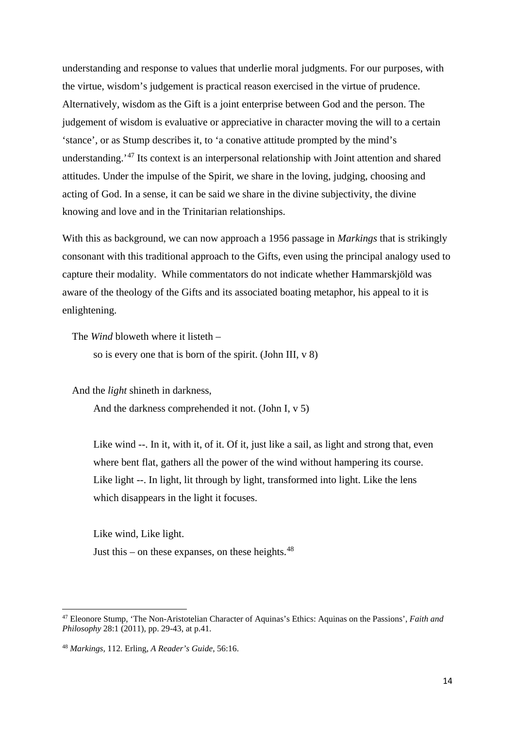understanding and response to values that underlie moral judgments. For our purposes, with the virtue, wisdom's judgement is practical reason exercised in the virtue of prudence. Alternatively, wisdom as the Gift is a joint enterprise between God and the person. The judgement of wisdom is evaluative or appreciative in character moving the will to a certain 'stance', or as Stump describes it, to 'a conative attitude prompted by the mind's understanding.'[47] Its context is an interpersonal relationship with Joint attention and shared attitudes. Under the impulse of the Spirit, we share in the loving, judging, choosing and acting of God. In a sense, it can be said we share in the divine subjectivity, the divine knowing and love and in the Trinitarian relationships.

With this as background, we can now approach a 1956 passage in *Markings* that is strikingly consonant with this traditional approach to the Gifts, even using the principal analogy used to capture their modality. While commentators do not indicate whether Hammarskjöld was aware of the theology of the Gifts and its associated boating metaphor, his appeal to it is enlightening.

> The *Wind* bloweth where it listeth –
>
> so is every one that is born of the spirit. (John III, v 8)
>
> And the *light* shineth in darkness,
>
> And the darkness comprehended it not. (John I, v 5)
>
> Like wind --. In it, with it, of it. Of it, just like a sail, as light and strong that, even where bent flat, gathers all the power of the wind without hampering its course. Like light --. In light, lit through by light, transformed into light. Like the lens which disappears in the light it focuses.
>
> Like wind, Like light.
>
> Just this – on these expanses, on these heights.[48]

---

[47] Eleonore Stump, 'The Non-Aristotelian Character of Aquinas's Ethics: Aquinas on the Passions', *Faith and Philosophy* 28:1 (2011), pp. 29-43, at p.41.

[48] *Markings,* 112. Erling, *A Reader's Guide*, 56:16.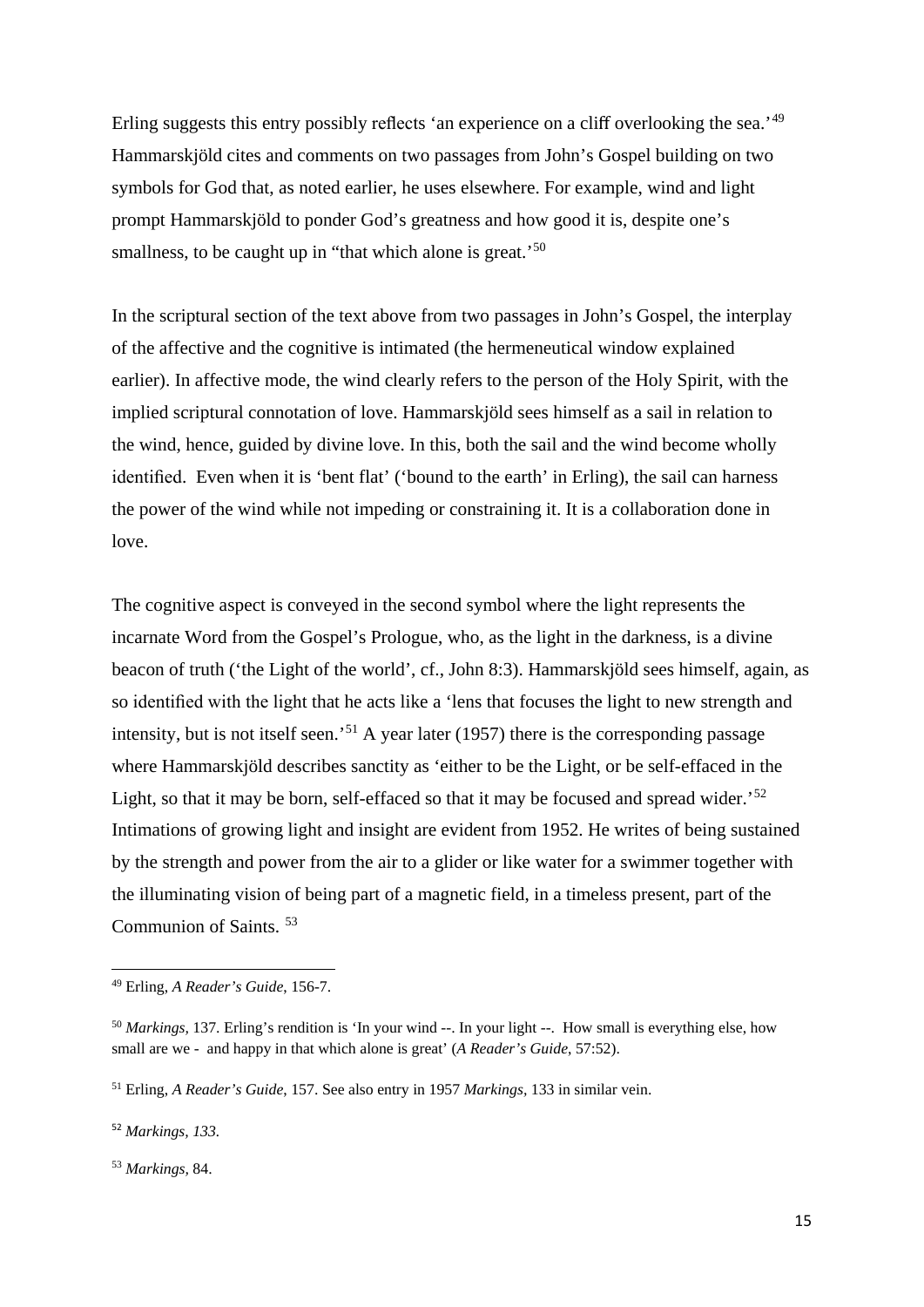Erling suggests this entry possibly reflects 'an experience on a cliff overlooking the sea.'[49] Hammarskjöld cites and comments on two passages from John's Gospel building on two symbols for God that, as noted earlier, he uses elsewhere. For example, wind and light prompt Hammarskjöld to ponder God's greatness and how good it is, despite one's smallness, to be caught up in "that which alone is great.'[50]

In the scriptural section of the text above from two passages in John's Gospel, the interplay of the affective and the cognitive is intimated (the hermeneutical window explained earlier). In affective mode, the wind clearly refers to the person of the Holy Spirit, with the implied scriptural connotation of love. Hammarskjöld sees himself as a sail in relation to the wind, hence, guided by divine love. In this, both the sail and the wind become wholly identified. Even when it is 'bent flat' ('bound to the earth' in Erling), the sail can harness the power of the wind while not impeding or constraining it. It is a collaboration done in love.

The cognitive aspect is conveyed in the second symbol where the light represents the incarnate Word from the Gospel's Prologue, who, as the light in the darkness, is a divine beacon of truth ('the Light of the world', cf., John 8:3). Hammarskjöld sees himself, again, as so identified with the light that he acts like a 'lens that focuses the light to new strength and intensity, but is not itself seen.'[51] A year later (1957) there is the corresponding passage where Hammarskjöld describes sanctity as 'either to be the Light, or be self-effaced in the Light, so that it may be born, self-effaced so that it may be focused and spread wider.'[52] Intimations of growing light and insight are evident from 1952. He writes of being sustained by the strength and power from the air to a glider or like water for a swimmer together with the illuminating vision of being part of a magnetic field, in a timeless present, part of the Communion of Saints. [53]

---

[49] Erling, *A Reader's Guide*, 156-7.

[50] *Markings*, 137. Erling's rendition is 'In your wind --. In your light --. How small is everything else, how small are we - and happy in that which alone is great' (*A Reader's Guide*, 57:52).

[51] Erling, *A Reader's Guide*, 157. See also entry in 1957 *Markings*, 133 in similar vein.

[52] *Markings, 133.*

[53] *Markings,* 84.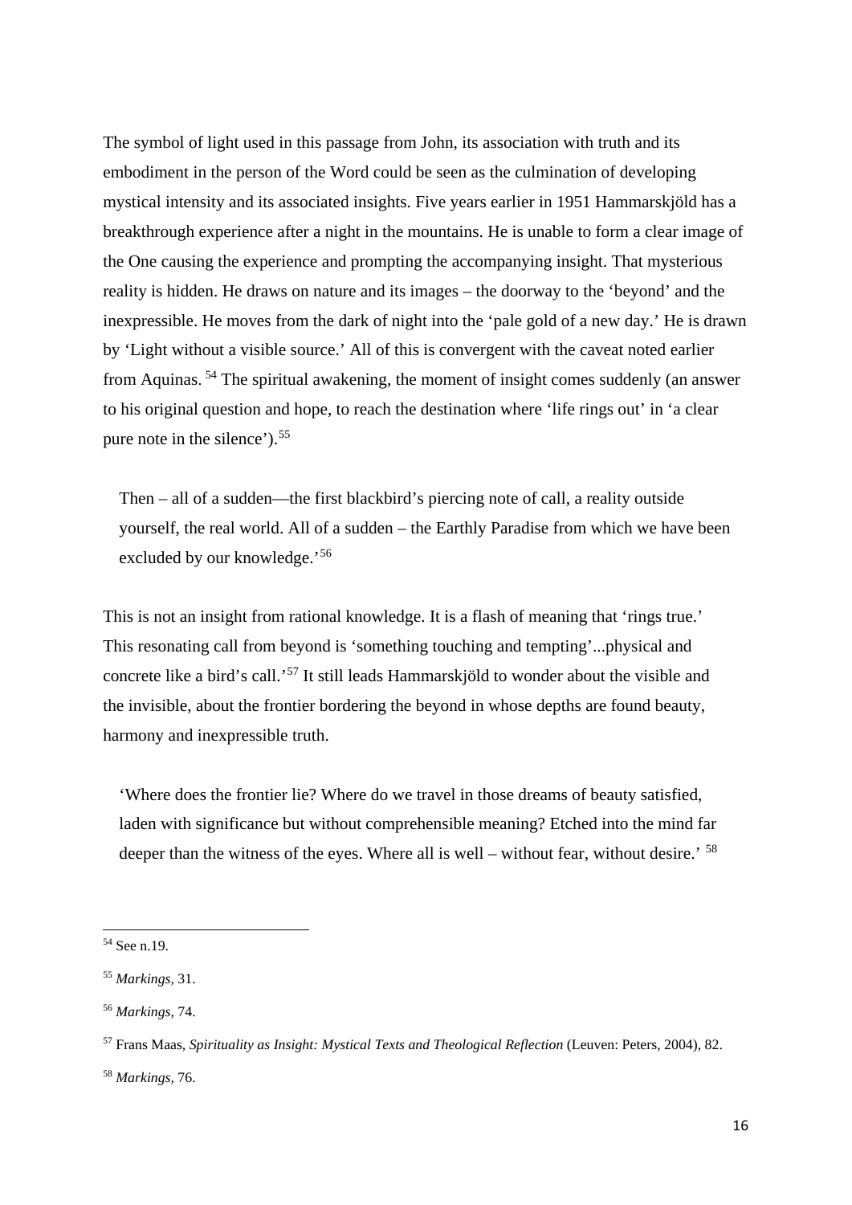The symbol of light used in this passage from John, its association with truth and its embodiment in the person of the Word could be seen as the culmination of developing mystical intensity and its associated insights. Five years earlier in 1951 Hammarskjöld has a breakthrough experience after a night in the mountains. He is unable to form a clear image of the One causing the experience and prompting the accompanying insight. That mysterious reality is hidden. He draws on nature and its images – the doorway to the 'beyond' and the inexpressible. He moves from the dark of night into the 'pale gold of a new day.' He is drawn by 'Light without a visible source.' All of this is convergent with the caveat noted earlier from Aquinas. [54] The spiritual awakening, the moment of insight comes suddenly (an answer to his original question and hope, to reach the destination where 'life rings out' in 'a clear pure note in the silence').[55]

> Then – all of a sudden—the first blackbird's piercing note of call, a reality outside yourself, the real world. All of a sudden – the Earthly Paradise from which we have been excluded by our knowledge.'[56]

This is not an insight from rational knowledge. It is a flash of meaning that 'rings true.' This resonating call from beyond is 'something touching and tempting'...physical and concrete like a bird's call.'[57] It still leads Hammarskjöld to wonder about the visible and the invisible, about the frontier bordering the beyond in whose depths are found beauty, harmony and inexpressible truth.

> 'Where does the frontier lie? Where do we travel in those dreams of beauty satisfied, laden with significance but without comprehensible meaning? Etched into the mind far deeper than the witness of the eyes. Where all is well – without fear, without desire.' [58]

---

[54] See n.19.

[55] *Markings,* 31.

[56] *Markings,* 74.

[57] Frans Maas, *Spirituality as Insight: Mystical Texts and Theological Reflection* (Leuven: Peters, 2004), 82.

[58] *Markings,* 76.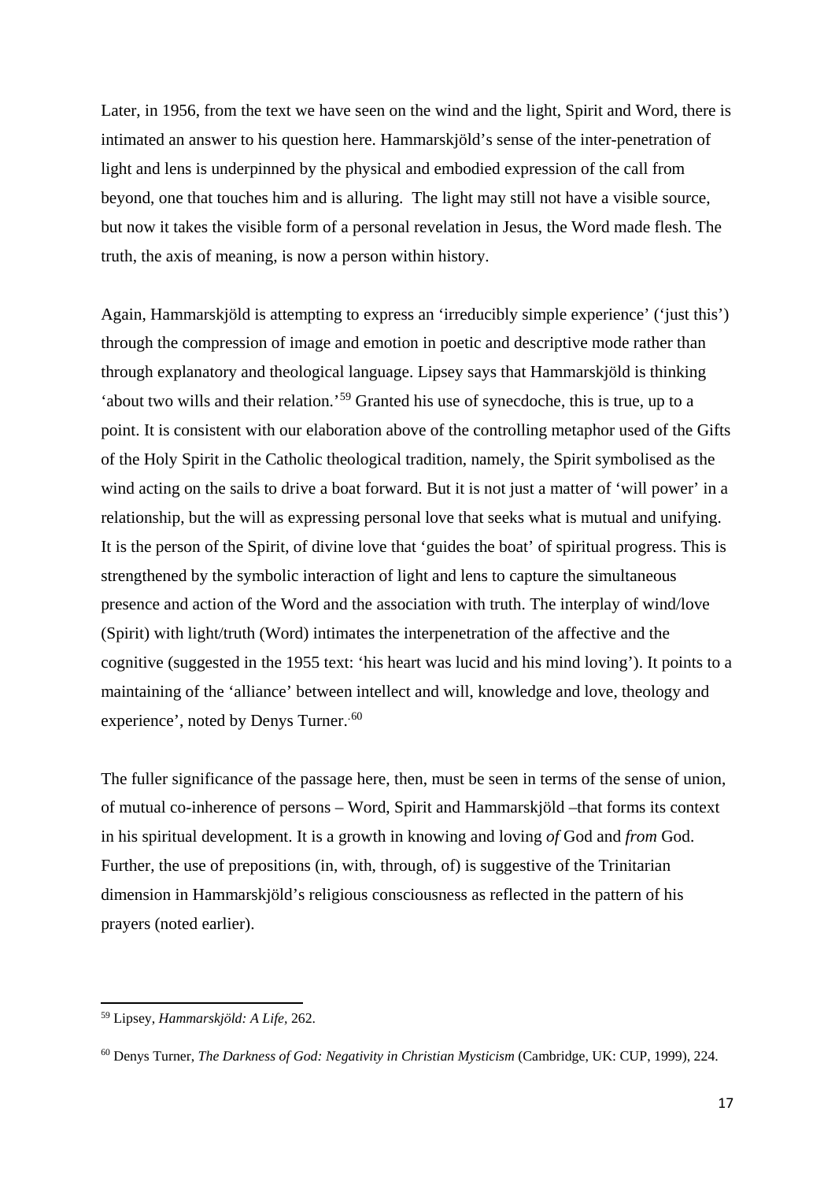Later, in 1956, from the text we have seen on the wind and the light, Spirit and Word, there is intimated an answer to his question here. Hammarskjöld's sense of the inter-penetration of light and lens is underpinned by the physical and embodied expression of the call from beyond, one that touches him and is alluring. The light may still not have a visible source, but now it takes the visible form of a personal revelation in Jesus, the Word made flesh. The truth, the axis of meaning, is now a person within history.

Again, Hammarskjöld is attempting to express an 'irreducibly simple experience' ('just this') through the compression of image and emotion in poetic and descriptive mode rather than through explanatory and theological language. Lipsey says that Hammarskjöld is thinking 'about two wills and their relation.'[59] Granted his use of synecdoche, this is true, up to a point. It is consistent with our elaboration above of the controlling metaphor used of the Gifts of the Holy Spirit in the Catholic theological tradition, namely, the Spirit symbolised as the wind acting on the sails to drive a boat forward. But it is not just a matter of 'will power' in a relationship, but the will as expressing personal love that seeks what is mutual and unifying. It is the person of the Spirit, of divine love that 'guides the boat' of spiritual progress. This is strengthened by the symbolic interaction of light and lens to capture the simultaneous presence and action of the Word and the association with truth. The interplay of wind/love (Spirit) with light/truth (Word) intimates the interpenetration of the affective and the cognitive (suggested in the 1955 text: 'his heart was lucid and his mind loving'). It points to a maintaining of the 'alliance' between intellect and will, knowledge and love, theology and experience', noted by Denys Turner.[60]

The fuller significance of the passage here, then, must be seen in terms of the sense of union, of mutual co-inherence of persons – Word, Spirit and Hammarskjöld –that forms its context in his spiritual development. It is a growth in knowing and loving *of* God and *from* God. Further, the use of prepositions (in, with, through, of) is suggestive of the Trinitarian dimension in Hammarskjöld's religious consciousness as reflected in the pattern of his prayers (noted earlier).

---

[59] Lipsey, *Hammarskjöld: A Life*, 262.

[60] Denys Turner, *The Darkness of God: Negativity in Christian Mysticism* (Cambridge, UK: CUP, 1999), 224.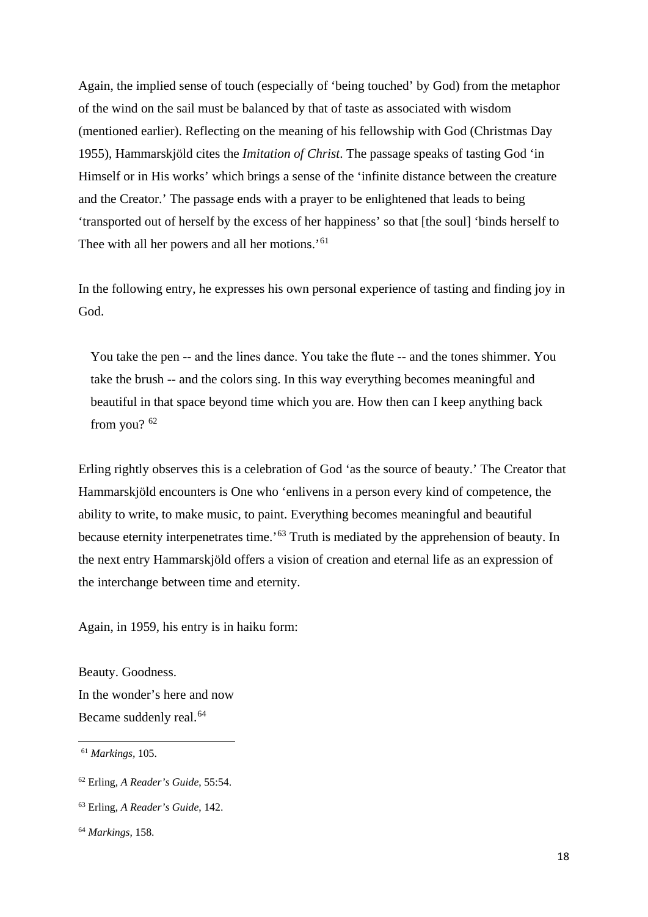Again, the implied sense of touch (especially of 'being touched' by God) from the metaphor of the wind on the sail must be balanced by that of taste as associated with wisdom (mentioned earlier). Reflecting on the meaning of his fellowship with God (Christmas Day 1955), Hammarskjöld cites the *Imitation of Christ*. The passage speaks of tasting God 'in Himself or in His works' which brings a sense of the 'infinite distance between the creature and the Creator.' The passage ends with a prayer to be enlightened that leads to being 'transported out of herself by the excess of her happiness' so that [the soul] 'binds herself to Thee with all her powers and all her motions.'[61]

In the following entry, he expresses his own personal experience of tasting and finding joy in God.

> You take the pen -- and the lines dance. You take the flute -- and the tones shimmer. You take the brush -- and the colors sing. In this way everything becomes meaningful and beautiful in that space beyond time which you are. How then can I keep anything back from you? [62]

Erling rightly observes this is a celebration of God 'as the source of beauty.' The Creator that Hammarskjöld encounters is One who 'enlivens in a person every kind of competence, the ability to write, to make music, to paint. Everything becomes meaningful and beautiful because eternity interpenetrates time.'[63] Truth is mediated by the apprehension of beauty. In the next entry Hammarskjöld offers a vision of creation and eternal life as an expression of the interchange between time and eternity.

Again, in 1959, his entry is in haiku form:

Beauty. Goodness.
In the wonder's here and now
Became suddenly real.[64]

---

[61] *Markings*, 105.

[62] Erling, *A Reader's Guide*, 55:54.

[63] Erling, *A Reader's Guide*, 142.

[64] *Markings*, 158.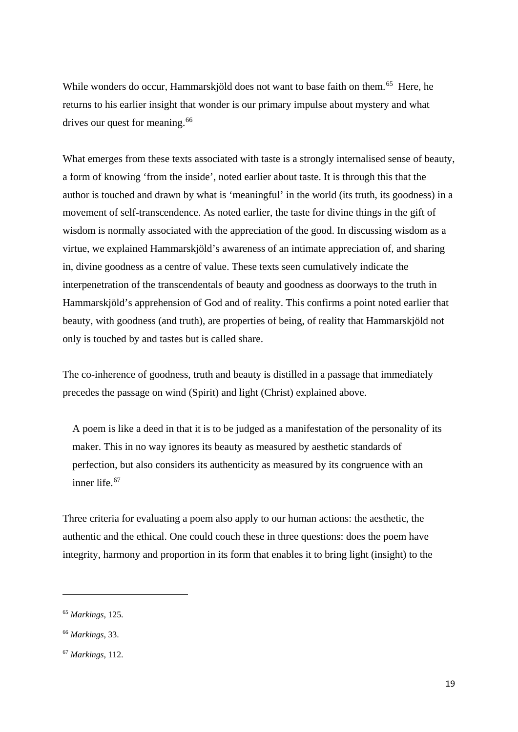While wonders do occur, Hammarskjöld does not want to base faith on them.[65] Here, he returns to his earlier insight that wonder is our primary impulse about mystery and what drives our quest for meaning.[66]

What emerges from these texts associated with taste is a strongly internalised sense of beauty, a form of knowing 'from the inside', noted earlier about taste. It is through this that the author is touched and drawn by what is 'meaningful' in the world (its truth, its goodness) in a movement of self-transcendence. As noted earlier, the taste for divine things in the gift of wisdom is normally associated with the appreciation of the good. In discussing wisdom as a virtue, we explained Hammarskjöld's awareness of an intimate appreciation of, and sharing in, divine goodness as a centre of value. These texts seen cumulatively indicate the interpenetration of the transcendentals of beauty and goodness as doorways to the truth in Hammarskjöld's apprehension of God and of reality. This confirms a point noted earlier that beauty, with goodness (and truth), are properties of being, of reality that Hammarskjöld not only is touched by and tastes but is called share.

The co-inherence of goodness, truth and beauty is distilled in a passage that immediately precedes the passage on wind (Spirit) and light (Christ) explained above.

> A poem is like a deed in that it is to be judged as a manifestation of the personality of its maker. This in no way ignores its beauty as measured by aesthetic standards of perfection, but also considers its authenticity as measured by its congruence with an inner life.[67]

Three criteria for evaluating a poem also apply to our human actions: the aesthetic, the authentic and the ethical. One could couch these in three questions: does the poem have integrity, harmony and proportion in its form that enables it to bring light (insight) to the

---

[65] *Markings,* 125.

[66] *Markings,* 33.

[67] *Markings,* 112.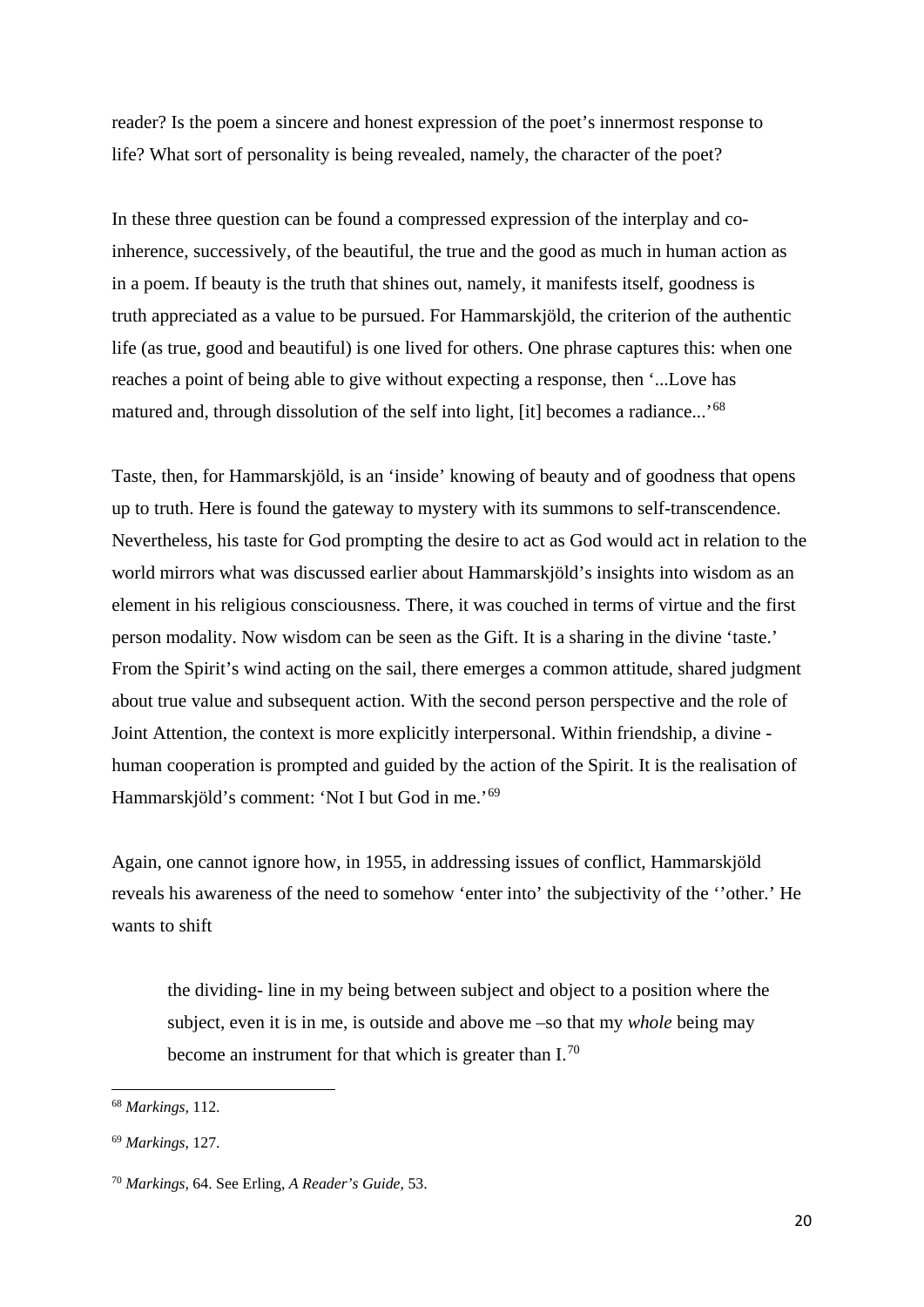reader? Is the poem a sincere and honest expression of the poet's innermost response to life? What sort of personality is being revealed, namely, the character of the poet?

In these three question can be found a compressed expression of the interplay and co-inherence, successively, of the beautiful, the true and the good as much in human action as in a poem. If beauty is the truth that shines out, namely, it manifests itself, goodness is truth appreciated as a value to be pursued. For Hammarskjöld, the criterion of the authentic life (as true, good and beautiful) is one lived for others. One phrase captures this: when one reaches a point of being able to give without expecting a response, then '...Love has matured and, through dissolution of the self into light, [it] becomes a radiance...'[68]

Taste, then, for Hammarskjöld, is an 'inside' knowing of beauty and of goodness that opens up to truth. Here is found the gateway to mystery with its summons to self-transcendence. Nevertheless, his taste for God prompting the desire to act as God would act in relation to the world mirrors what was discussed earlier about Hammarskjöld's insights into wisdom as an element in his religious consciousness. There, it was couched in terms of virtue and the first person modality. Now wisdom can be seen as the Gift. It is a sharing in the divine 'taste.' From the Spirit's wind acting on the sail, there emerges a common attitude, shared judgment about true value and subsequent action. With the second person perspective and the role of Joint Attention, the context is more explicitly interpersonal. Within friendship, a divine - human cooperation is prompted and guided by the action of the Spirit. It is the realisation of Hammarskjöld's comment: 'Not I but God in me.'[69]

Again, one cannot ignore how, in 1955, in addressing issues of conflict, Hammarskjöld reveals his awareness of the need to somehow 'enter into' the subjectivity of the ''other.' He wants to shift

> the dividing- line in my being between subject and object to a position where the subject, even it is in me, is outside and above me –so that my *whole* being may become an instrument for that which is greater than I.[70]

---

[68] *Markings,* 112.

[69] *Markings,* 127.

[70] *Markings,* 64. See Erling, *A Reader's Guide,* 53.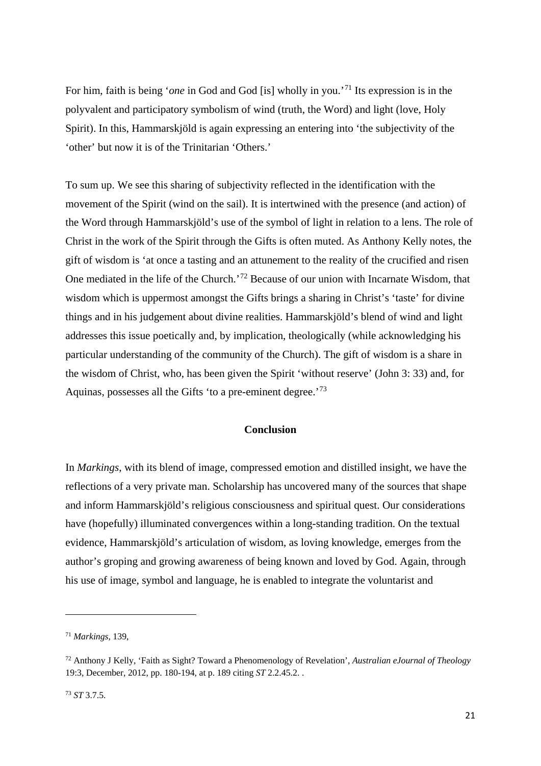For him, faith is being '*one* in God and God [is] wholly in you.'[71] Its expression is in the polyvalent and participatory symbolism of wind (truth, the Word) and light (love, Holy Spirit). In this, Hammarskjöld is again expressing an entering into 'the subjectivity of the 'other' but now it is of the Trinitarian 'Others.'

To sum up. We see this sharing of subjectivity reflected in the identification with the movement of the Spirit (wind on the sail). It is intertwined with the presence (and action) of the Word through Hammarskjöld's use of the symbol of light in relation to a lens. The role of Christ in the work of the Spirit through the Gifts is often muted. As Anthony Kelly notes, the gift of wisdom is 'at once a tasting and an attunement to the reality of the crucified and risen One mediated in the life of the Church.'[72] Because of our union with Incarnate Wisdom, that wisdom which is uppermost amongst the Gifts brings a sharing in Christ's 'taste' for divine things and in his judgement about divine realities. Hammarskjöld's blend of wind and light addresses this issue poetically and, by implication, theologically (while acknowledging his particular understanding of the community of the Church). The gift of wisdom is a share in the wisdom of Christ, who, has been given the Spirit 'without reserve' (John 3: 33) and, for Aquinas, possesses all the Gifts 'to a pre-eminent degree.'[73]

## Conclusion

In *Markings*, with its blend of image, compressed emotion and distilled insight, we have the reflections of a very private man. Scholarship has uncovered many of the sources that shape and inform Hammarskjöld's religious consciousness and spiritual quest. Our considerations have (hopefully) illuminated convergences within a long-standing tradition. On the textual evidence, Hammarskjöld's articulation of wisdom, as loving knowledge, emerges from the author's groping and growing awareness of being known and loved by God. Again, through his use of image, symbol and language, he is enabled to integrate the voluntarist and

---

[71] *Markings,* 139,

[72] Anthony J Kelly, 'Faith as Sight? Toward a Phenomenology of Revelation', *Australian eJournal of Theology* 19:3, December, 2012, pp. 180-194, at p. 189 citing *ST* 2.2.45.2. .

[73] *ST* 3.7.5.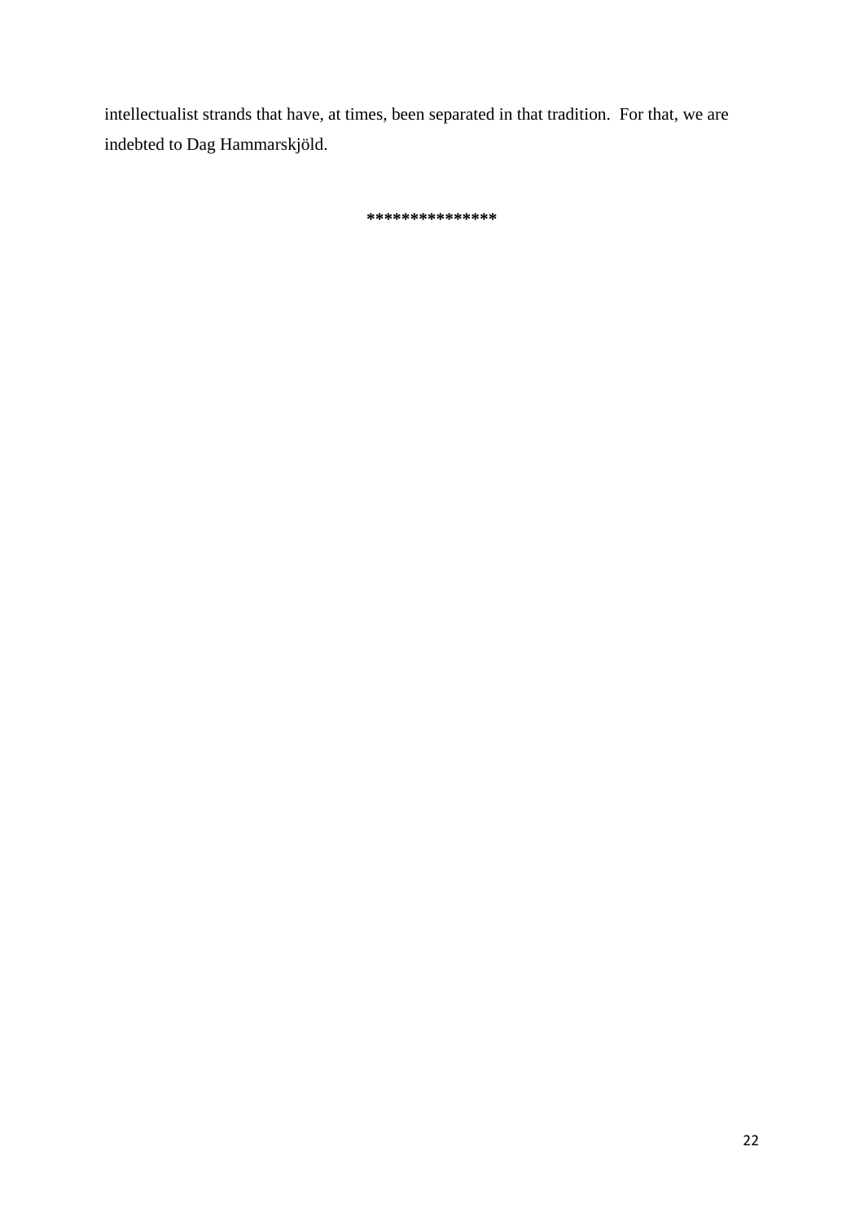intellectualist strands that have, at times, been separated in that tradition. For that, we are indebted to Dag Hammarskjöld.

***************